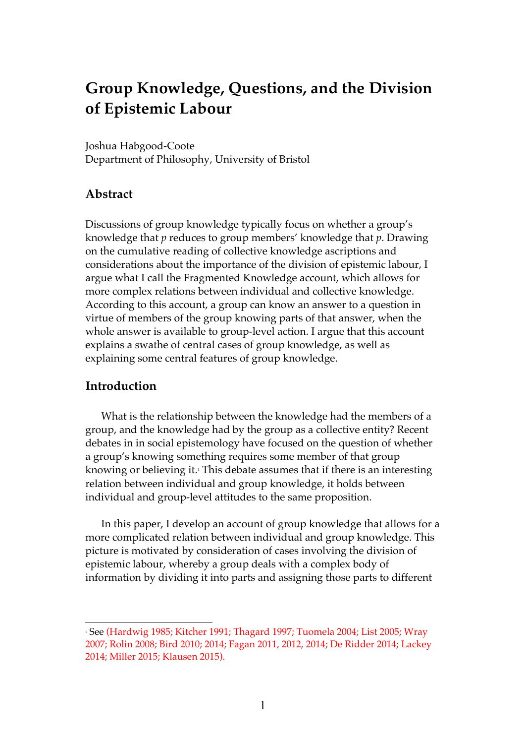# Group Knowledge, Questions, and the Division of Epistemic Labour

Joshua Habgood-Coote
Department of Philosophy, University of Bristol

## Abstract

Discussions of group knowledge typically focus on whether a group's knowledge that *p* reduces to group members' knowledge that *p*. Drawing on the cumulative reading of collective knowledge ascriptions and considerations about the importance of the division of epistemic labour, I argue what I call the Fragmented Knowledge account, which allows for more complex relations between individual and collective knowledge. According to this account, a group can know an answer to a question in virtue of members of the group knowing parts of that answer, when the whole answer is available to group-level action. I argue that this account explains a swathe of central cases of group knowledge, as well as explaining some central features of group knowledge.

## Introduction

What is the relationship between the knowledge had the members of a group, and the knowledge had by the group as a collective entity? Recent debates in in social epistemology have focused on the question of whether a group's knowing something requires some member of that group knowing or believing it.[1] This debate assumes that if there is an interesting relation between individual and group knowledge, it holds between individual and group-level attitudes to the same proposition.

In this paper, I develop an account of group knowledge that allows for a more complicated relation between individual and group knowledge. This picture is motivated by consideration of cases involving the division of epistemic labour, whereby a group deals with a complex body of information by dividing it into parts and assigning those parts to different

[1] See (Hardwig 1985; Kitcher 1991; Thagard 1997; Tuomela 2004; List 2005; Wray 2007; Rolin 2008; Bird 2010; 2014; Fagan 2011, 2012, 2014; De Ridder 2014; Lackey 2014; Miller 2015; Klausen 2015).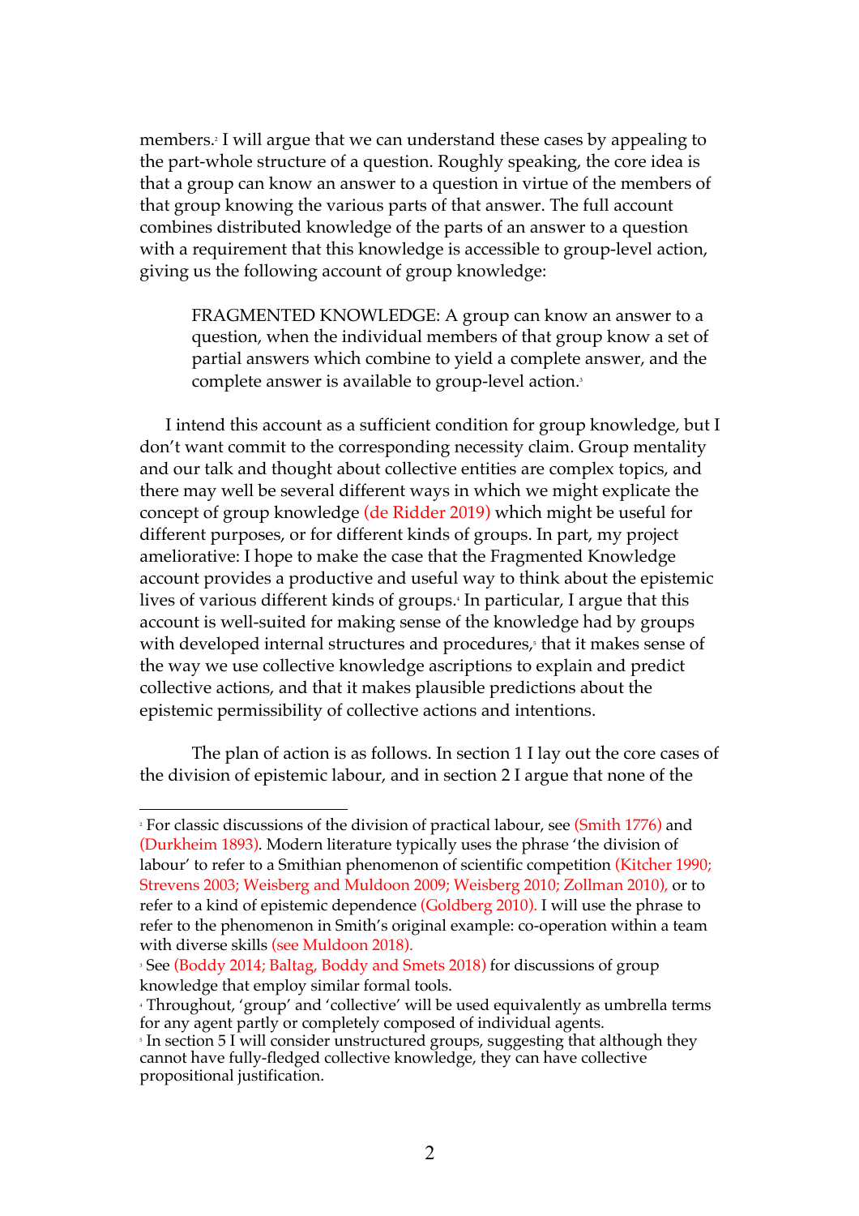members.[2] I will argue that we can understand these cases by appealing to the part-whole structure of a question. Roughly speaking, the core idea is that a group can know an answer to a question in virtue of the members of that group knowing the various parts of that answer. The full account combines distributed knowledge of the parts of an answer to a question with a requirement that this knowledge is accessible to group-level action, giving us the following account of group knowledge:

> FRAGMENTED KNOWLEDGE: A group can know an answer to a question, when the individual members of that group know a set of partial answers which combine to yield a complete answer, and the complete answer is available to group-level action.[3]

I intend this account as a sufficient condition for group knowledge, but I don't want commit to the corresponding necessity claim. Group mentality and our talk and thought about collective entities are complex topics, and there may well be several different ways in which we might explicate the concept of group knowledge (de Ridder 2019) which might be useful for different purposes, or for different kinds of groups. In part, my project ameliorative: I hope to make the case that the Fragmented Knowledge account provides a productive and useful way to think about the epistemic lives of various different kinds of groups.[4] In particular, I argue that this account is well-suited for making sense of the knowledge had by groups with developed internal structures and procedures,[5] that it makes sense of the way we use collective knowledge ascriptions to explain and predict collective actions, and that it makes plausible predictions about the epistemic permissibility of collective actions and intentions.

The plan of action is as follows. In section 1 I lay out the core cases of the division of epistemic labour, and in section 2 I argue that none of the

---

[2] For classic discussions of the division of practical labour, see (Smith 1776) and (Durkheim 1893). Modern literature typically uses the phrase 'the division of labour' to refer to a Smithian phenomenon of scientific competition (Kitcher 1990; Strevens 2003; Weisberg and Muldoon 2009; Weisberg 2010; Zollman 2010), or to refer to a kind of epistemic dependence (Goldberg 2010). I will use the phrase to refer to the phenomenon in Smith's original example: co-operation within a team with diverse skills (see Muldoon 2018).

[3] See (Boddy 2014; Baltag, Boddy and Smets 2018) for discussions of group knowledge that employ similar formal tools.

[4] Throughout, 'group' and 'collective' will be used equivalently as umbrella terms for any agent partly or completely composed of individual agents.

[5] In section 5 I will consider unstructured groups, suggesting that although they cannot have fully-fledged collective knowledge, they can have collective propositional justification.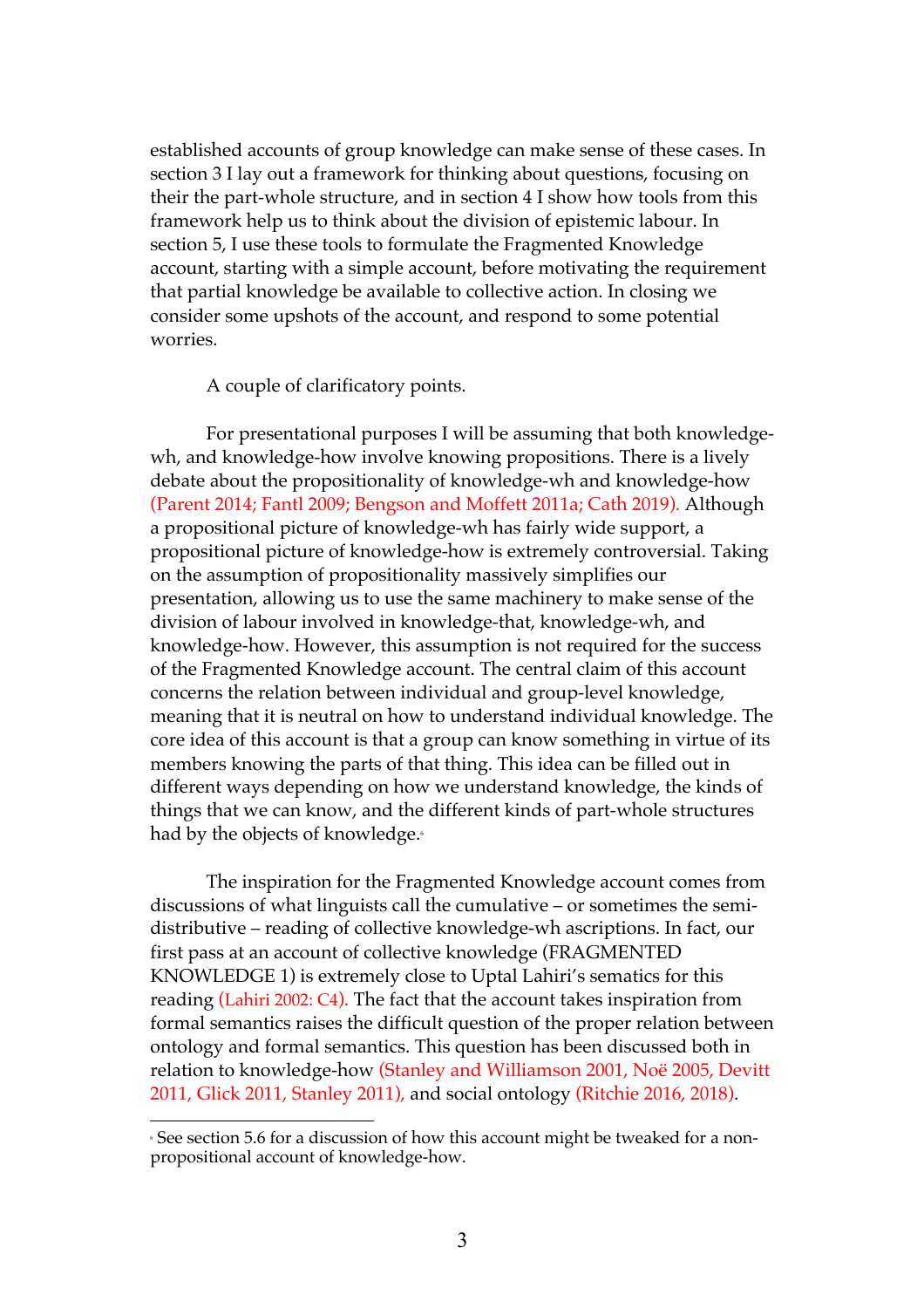established accounts of group knowledge can make sense of these cases. In section 3 I lay out a framework for thinking about questions, focusing on their the part-whole structure, and in section 4 I show how tools from this framework help us to think about the division of epistemic labour. In section 5, I use these tools to formulate the Fragmented Knowledge account, starting with a simple account, before motivating the requirement that partial knowledge be available to collective action. In closing we consider some upshots of the account, and respond to some potential worries.

A couple of clarificatory points.

For presentational purposes I will be assuming that both knowledge-wh, and knowledge-how involve knowing propositions. There is a lively debate about the propositionality of knowledge-wh and knowledge-how (Parent 2014; Fantl 2009; Bengson and Moffett 2011a; Cath 2019). Although a propositional picture of knowledge-wh has fairly wide support, a propositional picture of knowledge-how is extremely controversial. Taking on the assumption of propositionality massively simplifies our presentation, allowing us to use the same machinery to make sense of the division of labour involved in knowledge-that, knowledge-wh, and knowledge-how. However, this assumption is not required for the success of the Fragmented Knowledge account. The central claim of this account concerns the relation between individual and group-level knowledge, meaning that it is neutral on how to understand individual knowledge. The core idea of this account is that a group can know something in virtue of its members knowing the parts of that thing. This idea can be filled out in different ways depending on how we understand knowledge, the kinds of things that we can know, and the different kinds of part-whole structures had by the objects of knowledge.[6]

The inspiration for the Fragmented Knowledge account comes from discussions of what linguists call the cumulative – or sometimes the semi-distributive – reading of collective knowledge-wh ascriptions. In fact, our first pass at an account of collective knowledge (FRAGMENTED KNOWLEDGE 1) is extremely close to Uptal Lahiri's sematics for this reading (Lahiri 2002: C4). The fact that the account takes inspiration from formal semantics raises the difficult question of the proper relation between ontology and formal semantics. This question has been discussed both in relation to knowledge-how (Stanley and Williamson 2001, Noë 2005, Devitt 2011, Glick 2011, Stanley 2011), and social ontology (Ritchie 2016, 2018).

---

[6] See section 5.6 for a discussion of how this account might be tweaked for a non-propositional account of knowledge-how.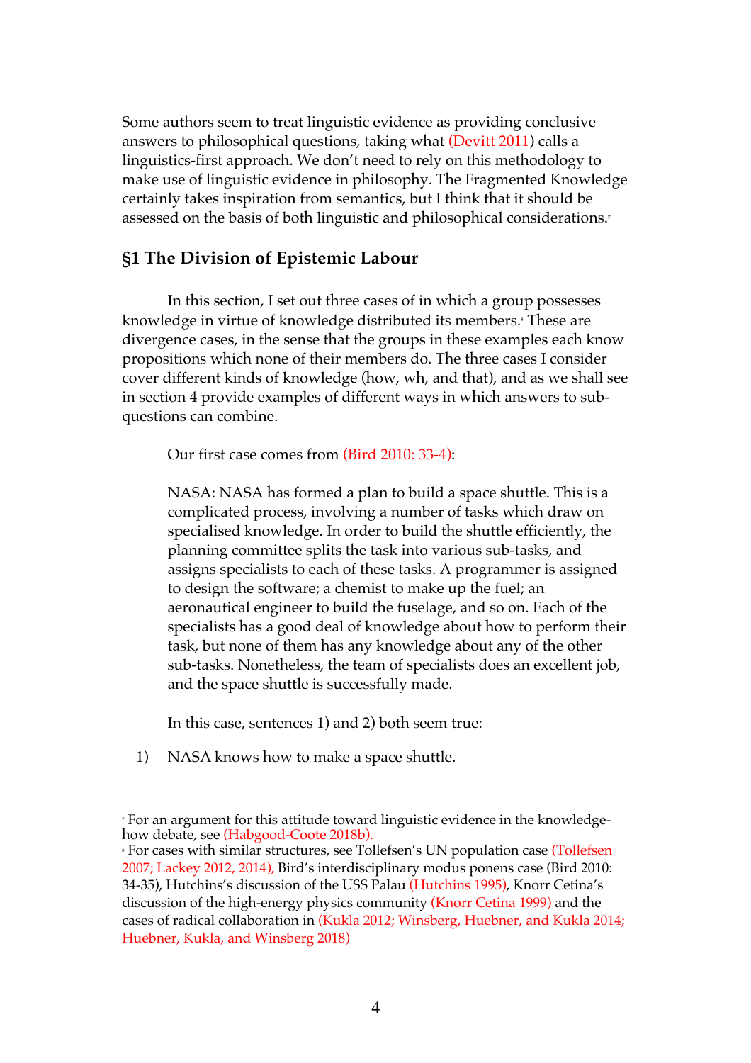Some authors seem to treat linguistic evidence as providing conclusive answers to philosophical questions, taking what (Devitt 2011) calls a linguistics-first approach. We don't need to rely on this methodology to make use of linguistic evidence in philosophy. The Fragmented Knowledge certainly takes inspiration from semantics, but I think that it should be assessed on the basis of both linguistic and philosophical considerations.[7]

## §1 The Division of Epistemic Labour

In this section, I set out three cases of in which a group possesses knowledge in virtue of knowledge distributed its members.[8] These are divergence cases, in the sense that the groups in these examples each know propositions which none of their members do. The three cases I consider cover different kinds of knowledge (how, wh, and that), and as we shall see in section 4 provide examples of different ways in which answers to sub-questions can combine.

Our first case comes from (Bird 2010: 33-4):

> NASA: NASA has formed a plan to build a space shuttle. This is a complicated process, involving a number of tasks which draw on specialised knowledge. In order to build the shuttle efficiently, the planning committee splits the task into various sub-tasks, and assigns specialists to each of these tasks. A programmer is assigned to design the software; a chemist to make up the fuel; an aeronautical engineer to build the fuselage, and so on. Each of the specialists has a good deal of knowledge about how to perform their task, but none of them has any knowledge about any of the other sub-tasks. Nonetheless, the team of specialists does an excellent job, and the space shuttle is successfully made.

In this case, sentences 1) and 2) both seem true:

1) NASA knows how to make a space shuttle.

---

[7] For an argument for this attitude toward linguistic evidence in the knowledge-how debate, see (Habgood-Coote 2018b).

[8] For cases with similar structures, see Tollefsen's UN population case (Tollefsen 2007; Lackey 2012, 2014), Bird's interdisciplinary modus ponens case (Bird 2010: 34-35), Hutchins's discussion of the USS Palau (Hutchins 1995), Knorr Cetina's discussion of the high-energy physics community (Knorr Cetina 1999) and the cases of radical collaboration in (Kukla 2012; Winsberg, Huebner, and Kukla 2014; Huebner, Kukla, and Winsberg 2018)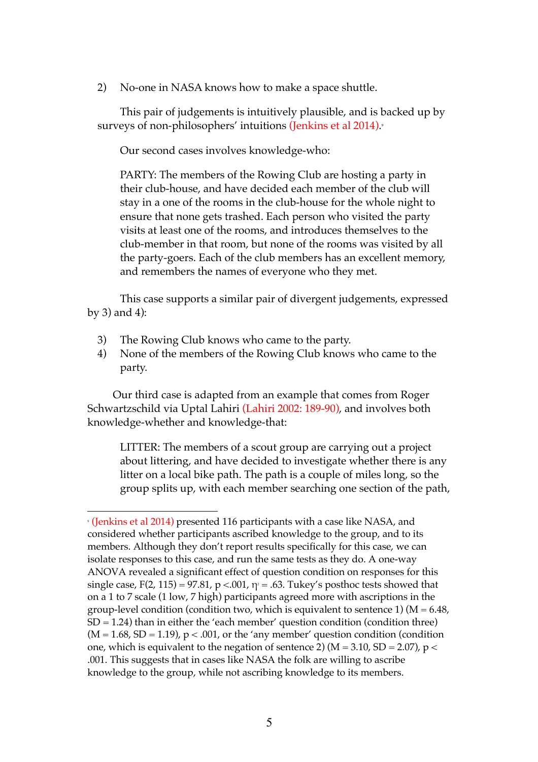2) No-one in NASA knows how to make a space shuttle.

This pair of judgements is intuitively plausible, and is backed up by surveys of non-philosophers' intuitions (Jenkins et al 2014).[9]

Our second cases involves knowledge-who:

> PARTY: The members of the Rowing Club are hosting a party in their club-house, and have decided each member of the club will stay in a one of the rooms in the club-house for the whole night to ensure that none gets trashed. Each person who visited the party visits at least one of the rooms, and introduces themselves to the club-member in that room, but none of the rooms was visited by all the party-goers. Each of the club members has an excellent memory, and remembers the names of everyone who they met.

This case supports a similar pair of divergent judgements, expressed by 3) and 4):

3) The Rowing Club knows who came to the party.
4) None of the members of the Rowing Club knows who came to the party.

Our third case is adapted from an example that comes from Roger Schwartzschild via Uptal Lahiri (Lahiri 2002: 189-90), and involves both knowledge-whether and knowledge-that:

> LITTER: The members of a scout group are carrying out a project about littering, and have decided to investigate whether there is any litter on a local bike path. The path is a couple of miles long, so the group splits up, with each member searching one section of the path,

---

[9] (Jenkins et al 2014) presented 116 participants with a case like NASA, and considered whether participants ascribed knowledge to the group, and to its members. Although they don't report results specifically for this case, we can isolate responses to this case, and run the same tests as they do. A one-way ANOVA revealed a significant effect of question condition on responses for this single case, $F(2, 115) = 97.81$, $p < .001$, $\eta^2 = .63$. Tukey's posthoc tests showed that on a 1 to 7 scale (1 low, 7 high) participants agreed more with ascriptions in the group-level condition (condition two, which is equivalent to sentence 1) ($M = 6.48$, $SD = 1.24$) than in either the 'each member' question condition (condition three) ($M = 1.68$, $SD = 1.19$), $p < .001$, or the 'any member' question condition (condition one, which is equivalent to the negation of sentence 2) ($M = 3.10$, $SD = 2.07$), $p < .001$. This suggests that in cases like NASA the folk are willing to ascribe knowledge to the group, while not ascribing knowledge to its members.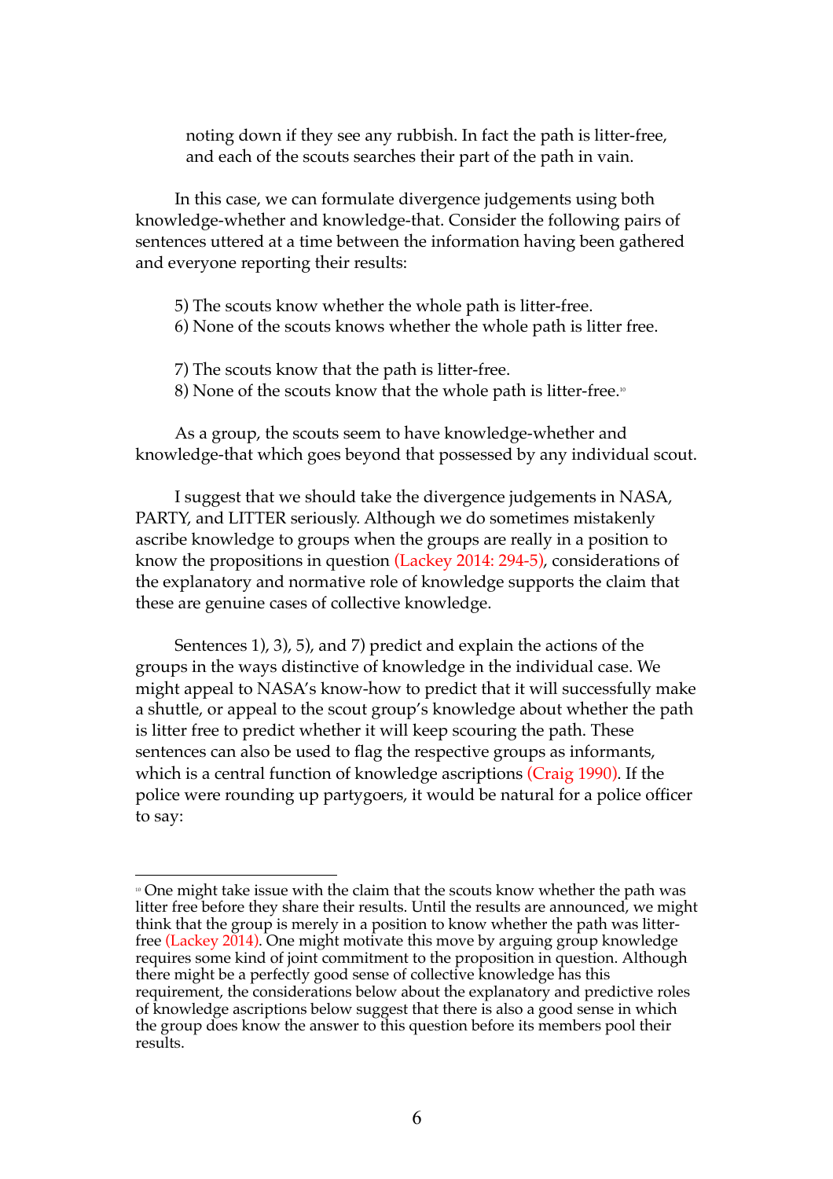> noting down if they see any rubbish. In fact the path is litter-free, and each of the scouts searches their part of the path in vain.

In this case, we can formulate divergence judgements using both knowledge-whether and knowledge-that. Consider the following pairs of sentences uttered at a time between the information having been gathered and everyone reporting their results:

> 5) The scouts know whether the whole path is litter-free.
> 6) None of the scouts knows whether the whole path is litter free.

> 7) The scouts know that the path is litter-free.
> 8) None of the scouts know that the whole path is litter-free.[10]

As a group, the scouts seem to have knowledge-whether and knowledge-that which goes beyond that possessed by any individual scout.

I suggest that we should take the divergence judgements in NASA, PARTY, and LITTER seriously. Although we do sometimes mistakenly ascribe knowledge to groups when the groups are really in a position to know the propositions in question (Lackey 2014: 294-5), considerations of the explanatory and normative role of knowledge supports the claim that these are genuine cases of collective knowledge.

Sentences 1), 3), 5), and 7) predict and explain the actions of the groups in the ways distinctive of knowledge in the individual case. We might appeal to NASA's know-how to predict that it will successfully make a shuttle, or appeal to the scout group's knowledge about whether the path is litter free to predict whether it will keep scouring the path. These sentences can also be used to flag the respective groups as informants, which is a central function of knowledge ascriptions (Craig 1990). If the police were rounding up partygoers, it would be natural for a police officer to say:

---

[10] One might take issue with the claim that the scouts know whether the path was litter free before they share their results. Until the results are announced, we might think that the group is merely in a position to know whether the path was litter-free (Lackey 2014). One might motivate this move by arguing group knowledge requires some kind of joint commitment to the proposition in question. Although there might be a perfectly good sense of collective knowledge has this requirement, the considerations below about the explanatory and predictive roles of knowledge ascriptions below suggest that there is also a good sense in which the group does know the answer to this question before its members pool their results.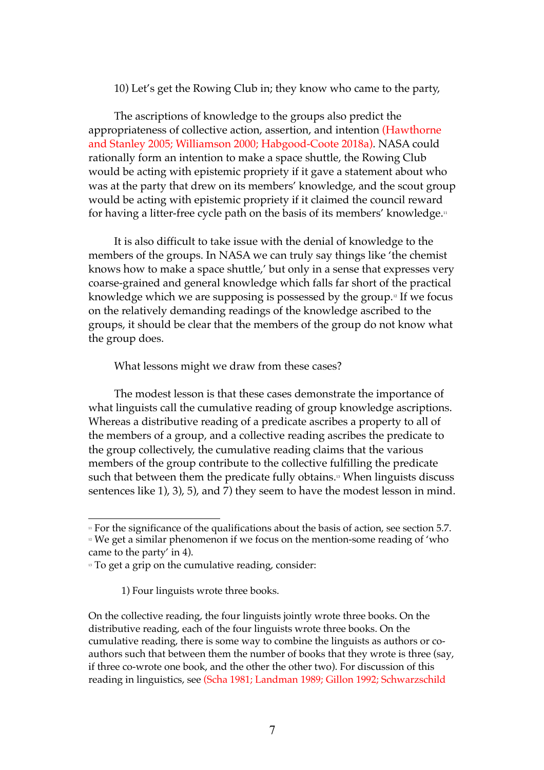10) Let's get the Rowing Club in; they know who came to the party,

The ascriptions of knowledge to the groups also predict the appropriateness of collective action, assertion, and intention (Hawthorne and Stanley 2005; Williamson 2000; Habgood-Coote 2018a). NASA could rationally form an intention to make a space shuttle, the Rowing Club would be acting with epistemic propriety if it gave a statement about who was at the party that drew on its members' knowledge, and the scout group would be acting with epistemic propriety if it claimed the council reward for having a litter-free cycle path on the basis of its members' knowledge.[11]

It is also difficult to take issue with the denial of knowledge to the members of the groups. In NASA we can truly say things like 'the chemist knows how to make a space shuttle,' but only in a sense that expresses very coarse-grained and general knowledge which falls far short of the practical knowledge which we are supposing is possessed by the group.[12] If we focus on the relatively demanding readings of the knowledge ascribed to the groups, it should be clear that the members of the group do not know what the group does.

What lessons might we draw from these cases?

The modest lesson is that these cases demonstrate the importance of what linguists call the cumulative reading of group knowledge ascriptions. Whereas a distributive reading of a predicate ascribes a property to all of the members of a group, and a collective reading ascribes the predicate to the group collectively, the cumulative reading claims that the various members of the group contribute to the collective fulfilling the predicate such that between them the predicate fully obtains.[13] When linguists discuss sentences like 1), 3), 5), and 7) they seem to have the modest lesson in mind.

---

[11] For the significance of the qualifications about the basis of action, see section 5.7.

[12] We get a similar phenomenon if we focus on the mention-some reading of 'who came to the party' in 4).

[13] To get a grip on the cumulative reading, consider:

> 1) Four linguists wrote three books.

On the collective reading, the four linguists jointly wrote three books. On the distributive reading, each of the four linguists wrote three books. On the cumulative reading, there is some way to combine the linguists as authors or co-authors such that between them the number of books that they wrote is three (say, if three co-wrote one book, and the other the other two). For discussion of this reading in linguistics, see (Scha 1981; Landman 1989; Gillon 1992; Schwarzschild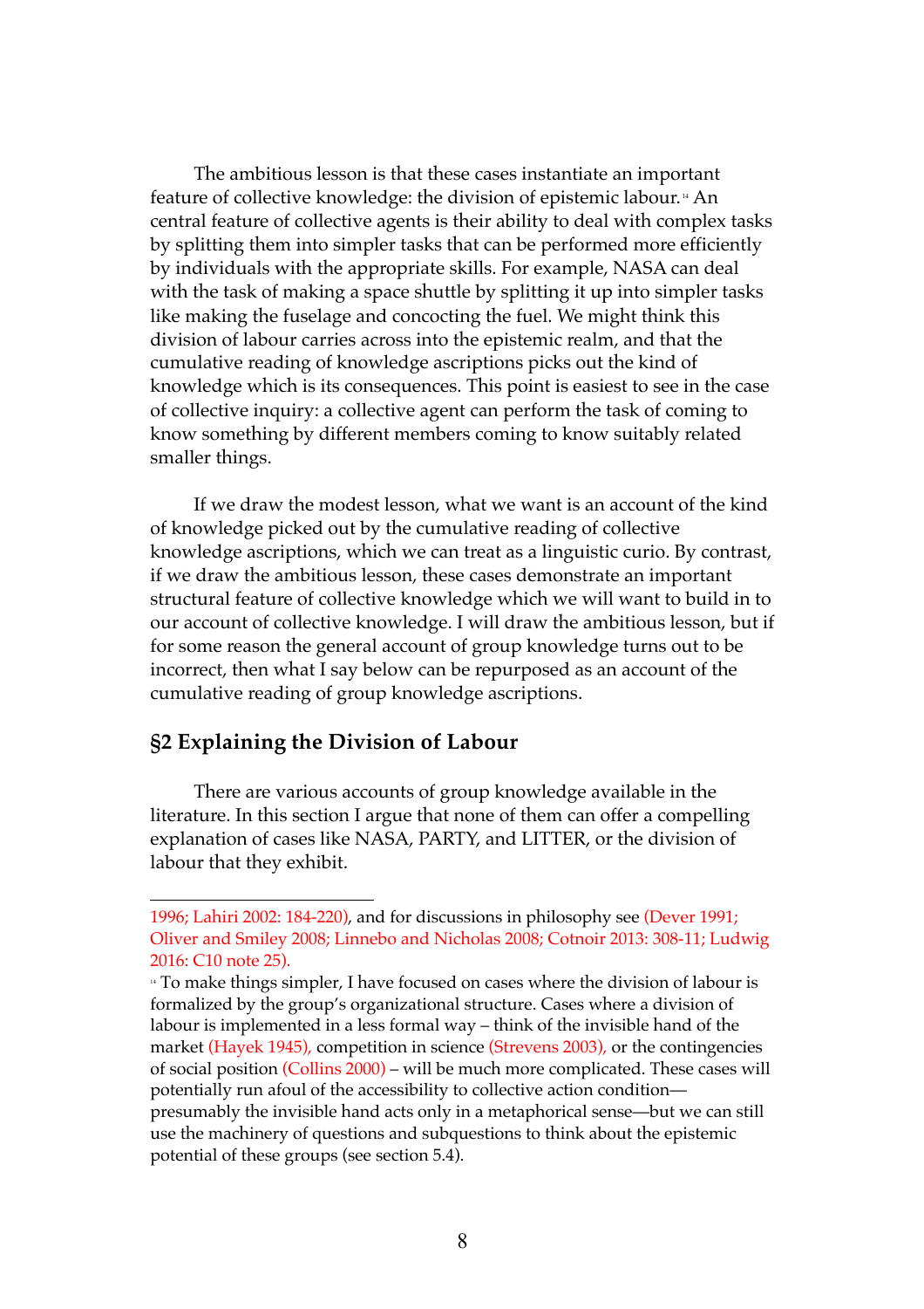The ambitious lesson is that these cases instantiate an important feature of collective knowledge: the division of epistemic labour.[14] An central feature of collective agents is their ability to deal with complex tasks by splitting them into simpler tasks that can be performed more efficiently by individuals with the appropriate skills. For example, NASA can deal with the task of making a space shuttle by splitting it up into simpler tasks like making the fuselage and concocting the fuel. We might think this division of labour carries across into the epistemic realm, and that the cumulative reading of knowledge ascriptions picks out the kind of knowledge which is its consequences. This point is easiest to see in the case of collective inquiry: a collective agent can perform the task of coming to know something by different members coming to know suitably related smaller things.

If we draw the modest lesson, what we want is an account of the kind of knowledge picked out by the cumulative reading of collective knowledge ascriptions, which we can treat as a linguistic curio. By contrast, if we draw the ambitious lesson, these cases demonstrate an important structural feature of collective knowledge which we will want to build in to our account of collective knowledge. I will draw the ambitious lesson, but if for some reason the general account of group knowledge turns out to be incorrect, then what I say below can be repurposed as an account of the cumulative reading of group knowledge ascriptions.

## §2 Explaining the Division of Labour

There are various accounts of group knowledge available in the literature. In this section I argue that none of them can offer a compelling explanation of cases like NASA, PARTY, and LITTER, or the division of labour that they exhibit.

---

1996; Lahiri 2002: 184-220), and for discussions in philosophy see (Dever 1991; Oliver and Smiley 2008; Linnebo and Nicholas 2008; Cotnoir 2013: 308-11; Ludwig 2016: C10 note 25).

[14] To make things simpler, I have focused on cases where the division of labour is formalized by the group's organizational structure. Cases where a division of labour is implemented in a less formal way – think of the invisible hand of the market (Hayek 1945), competition in science (Strevens 2003), or the contingencies of social position (Collins 2000) – will be much more complicated. These cases will potentially run afoul of the accessibility to collective action condition—presumably the invisible hand acts only in a metaphorical sense—but we can still use the machinery of questions and subquestions to think about the epistemic potential of these groups (see section 5.4).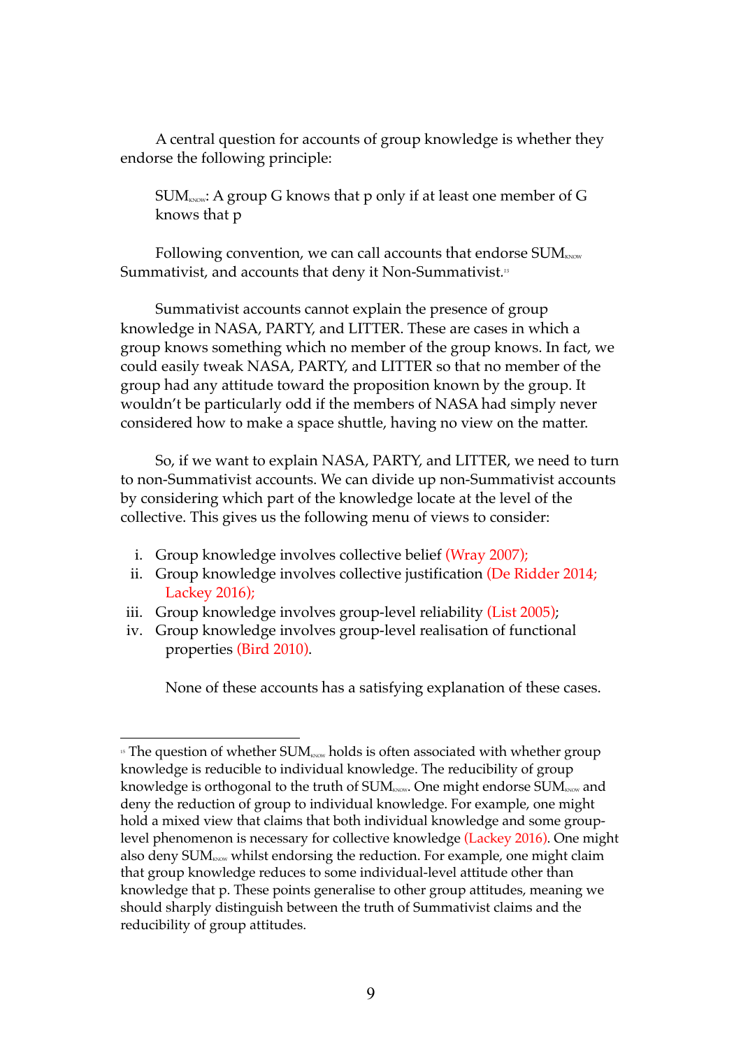A central question for accounts of group knowledge is whether they endorse the following principle:

> $SUM_{KNOW}$: A group G knows that p only if at least one member of G knows that p

Following convention, we can call accounts that endorse $SUM_{KNOW}$ Summativist, and accounts that deny it Non-Summativist.[15]

Summativist accounts cannot explain the presence of group knowledge in NASA, PARTY, and LITTER. These are cases in which a group knows something which no member of the group knows. In fact, we could easily tweak NASA, PARTY, and LITTER so that no member of the group had any attitude toward the proposition known by the group. It wouldn't be particularly odd if the members of NASA had simply never considered how to make a space shuttle, having no view on the matter.

So, if we want to explain NASA, PARTY, and LITTER, we need to turn to non-Summativist accounts. We can divide up non-Summativist accounts by considering which part of the knowledge locate at the level of the collective. This gives us the following menu of views to consider:

i. Group knowledge involves collective belief (Wray 2007);
ii. Group knowledge involves collective justification (De Ridder 2014; Lackey 2016);
iii. Group knowledge involves group-level reliability (List 2005);
iv. Group knowledge involves group-level realisation of functional properties (Bird 2010).

None of these accounts has a satisfying explanation of these cases.

---

[15] The question of whether $SUM_{KNOW}$ holds is often associated with whether group knowledge is reducible to individual knowledge. The reducibility of group knowledge is orthogonal to the truth of $SUM_{KNOW}$. One might endorse $SUM_{KNOW}$ and deny the reduction of group to individual knowledge. For example, one might hold a mixed view that claims that both individual knowledge and some group-level phenomenon is necessary for collective knowledge (Lackey 2016). One might also deny $SUM_{KNOW}$ whilst endorsing the reduction. For example, one might claim that group knowledge reduces to some individual-level attitude other than knowledge that p. These points generalise to other group attitudes, meaning we should sharply distinguish between the truth of Summativist claims and the reducibility of group attitudes.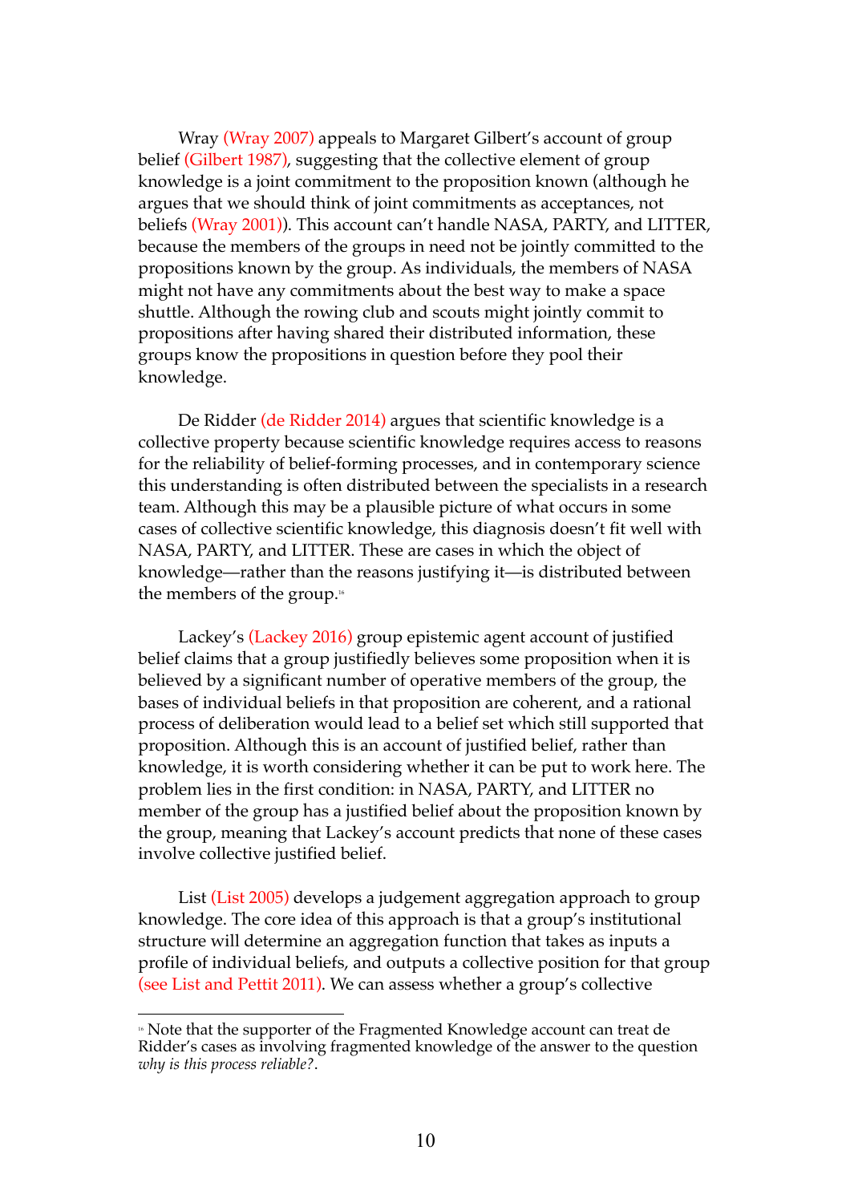Wray (Wray 2007) appeals to Margaret Gilbert's account of group belief (Gilbert 1987), suggesting that the collective element of group knowledge is a joint commitment to the proposition known (although he argues that we should think of joint commitments as acceptances, not beliefs (Wray 2001)). This account can't handle NASA, PARTY, and LITTER, because the members of the groups in need not be jointly committed to the propositions known by the group. As individuals, the members of NASA might not have any commitments about the best way to make a space shuttle. Although the rowing club and scouts might jointly commit to propositions after having shared their distributed information, these groups know the propositions in question before they pool their knowledge.

De Ridder (de Ridder 2014) argues that scientific knowledge is a collective property because scientific knowledge requires access to reasons for the reliability of belief-forming processes, and in contemporary science this understanding is often distributed between the specialists in a research team. Although this may be a plausible picture of what occurs in some cases of collective scientific knowledge, this diagnosis doesn't fit well with NASA, PARTY, and LITTER. These are cases in which the object of knowledge—rather than the reasons justifying it—is distributed between the members of the group.[16]

Lackey's (Lackey 2016) group epistemic agent account of justified belief claims that a group justifiedly believes some proposition when it is believed by a significant number of operative members of the group, the bases of individual beliefs in that proposition are coherent, and a rational process of deliberation would lead to a belief set which still supported that proposition. Although this is an account of justified belief, rather than knowledge, it is worth considering whether it can be put to work here. The problem lies in the first condition: in NASA, PARTY, and LITTER no member of the group has a justified belief about the proposition known by the group, meaning that Lackey's account predicts that none of these cases involve collective justified belief.

List (List 2005) develops a judgement aggregation approach to group knowledge. The core idea of this approach is that a group's institutional structure will determine an aggregation function that takes as inputs a profile of individual beliefs, and outputs a collective position for that group (see List and Pettit 2011). We can assess whether a group's collective

[16] Note that the supporter of the Fragmented Knowledge account can treat de Ridder's cases as involving fragmented knowledge of the answer to the question *why is this process reliable?*.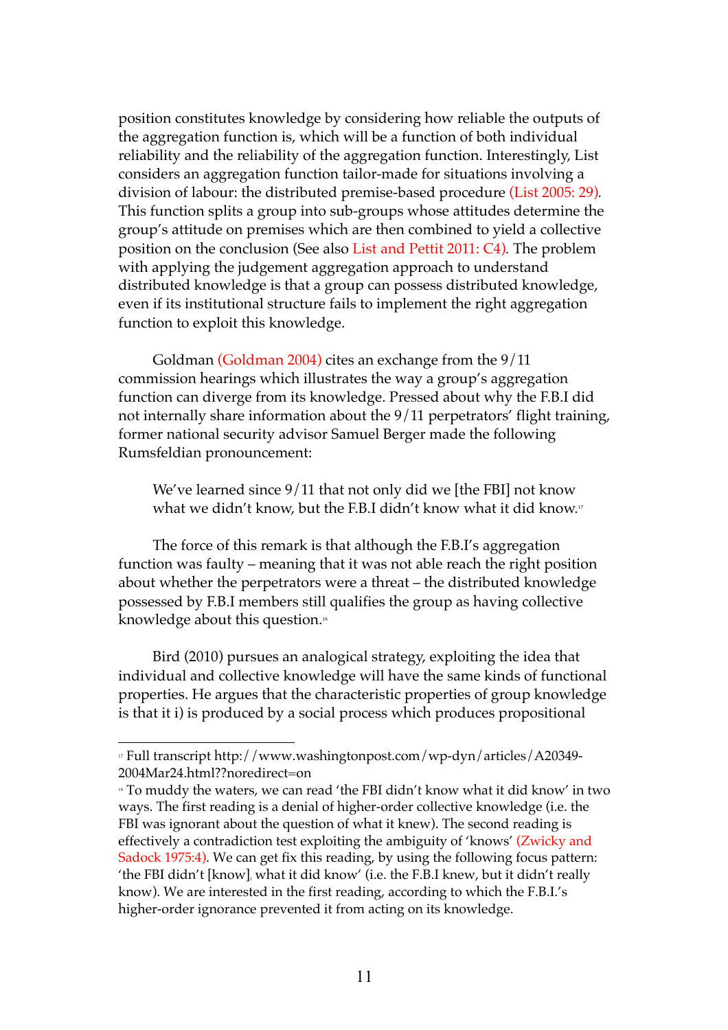position constitutes knowledge by considering how reliable the outputs of the aggregation function is, which will be a function of both individual reliability and the reliability of the aggregation function. Interestingly, List considers an aggregation function tailor-made for situations involving a division of labour: the distributed premise-based procedure (List 2005: 29). This function splits a group into sub-groups whose attitudes determine the group's attitude on premises which are then combined to yield a collective position on the conclusion (See also List and Pettit 2011: C4). The problem with applying the judgement aggregation approach to understand distributed knowledge is that a group can possess distributed knowledge, even if its institutional structure fails to implement the right aggregation function to exploit this knowledge.

Goldman (Goldman 2004) cites an exchange from the 9/11 commission hearings which illustrates the way a group's aggregation function can diverge from its knowledge. Pressed about why the F.B.I did not internally share information about the 9/11 perpetrators' flight training, former national security advisor Samuel Berger made the following Rumsfeldian pronouncement:

> We've learned since 9/11 that not only did we [the FBI] not know what we didn't know, but the F.B.I didn't know what it did know.[17]

The force of this remark is that although the F.B.I's aggregation function was faulty – meaning that it was not able reach the right position about whether the perpetrators were a threat – the distributed knowledge possessed by F.B.I members still qualifies the group as having collective knowledge about this question.[18]

Bird (2010) pursues an analogical strategy, exploiting the idea that individual and collective knowledge will have the same kinds of functional properties. He argues that the characteristic properties of group knowledge is that it i) is produced by a social process which produces propositional

---

[17] Full transcript http://www.washingtonpost.com/wp-dyn/articles/A20349-2004Mar24.html??noredirect=on

[18] To muddy the waters, we can read 'the FBI didn't know what it did know' in two ways. The first reading is a denial of higher-order collective knowledge (i.e. the FBI was ignorant about the question of what it knew). The second reading is effectively a contradiction test exploiting the ambiguity of 'knows' (Zwicky and Sadock 1975:4). We can get fix this reading, by using the following focus pattern: 'the FBI didn't [know]$_F$ what it did know' (i.e. the F.B.I knew, but it didn't really know). We are interested in the first reading, according to which the F.B.I.'s higher-order ignorance prevented it from acting on its knowledge.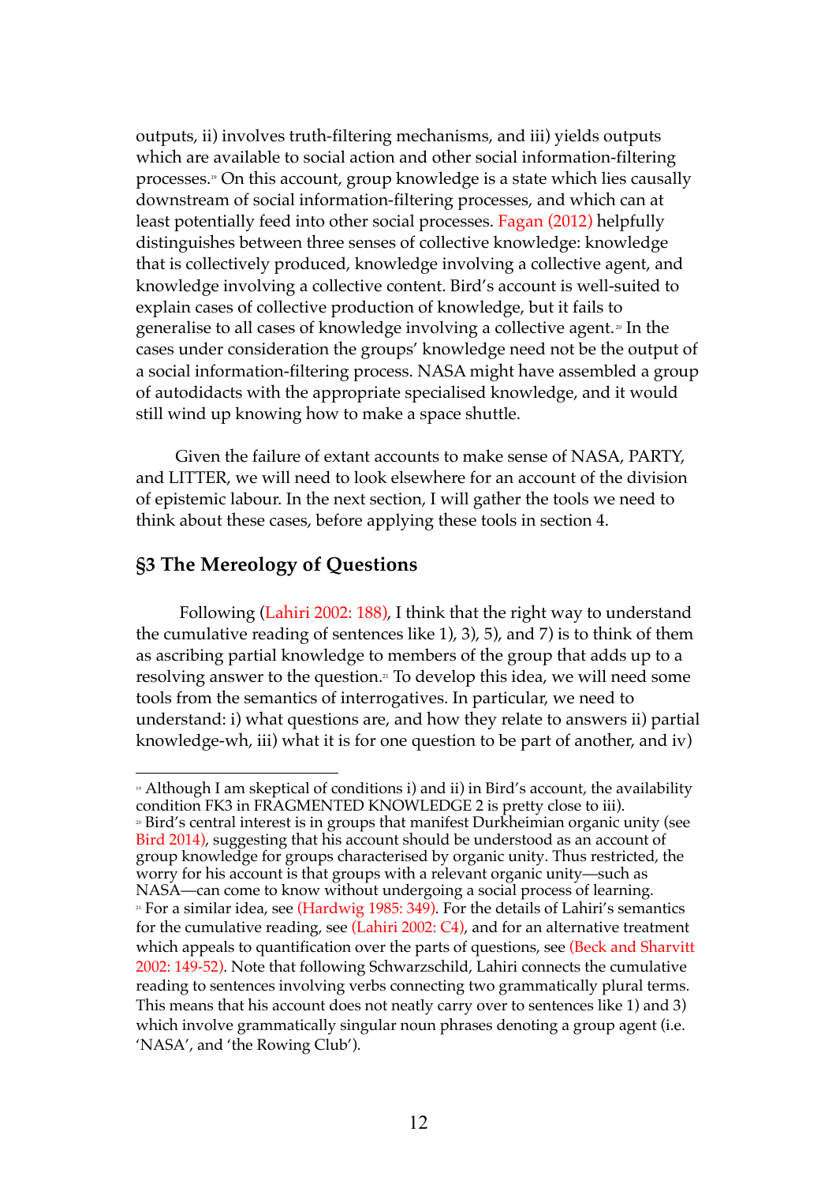outputs, ii) involves truth-filtering mechanisms, and iii) yields outputs which are available to social action and other social information-filtering processes.[19] On this account, group knowledge is a state which lies causally downstream of social information-filtering processes, and which can at least potentially feed into other social processes. Fagan (2012) helpfully distinguishes between three senses of collective knowledge: knowledge that is collectively produced, knowledge involving a collective agent, and knowledge involving a collective content. Bird's account is well-suited to explain cases of collective production of knowledge, but it fails to generalise to all cases of knowledge involving a collective agent.[20] In the cases under consideration the groups' knowledge need not be the output of a social information-filtering process. NASA might have assembled a group of autodidacts with the appropriate specialised knowledge, and it would still wind up knowing how to make a space shuttle.

Given the failure of extant accounts to make sense of NASA, PARTY, and LITTER, we will need to look elsewhere for an account of the division of epistemic labour. In the next section, I will gather the tools we need to think about these cases, before applying these tools in section 4.

## §3 The Mereology of Questions

Following (Lahiri 2002: 188), I think that the right way to understand the cumulative reading of sentences like 1), 3), 5), and 7) is to think of them as ascribing partial knowledge to members of the group that adds up to a resolving answer to the question.[21] To develop this idea, we will need some tools from the semantics of interrogatives. In particular, we need to understand: i) what questions are, and how they relate to answers ii) partial knowledge-wh, iii) what it is for one question to be part of another, and iv)

---

[19] Although I am skeptical of conditions i) and ii) in Bird's account, the availability condition FK3 in FRAGMENTED KNOWLEDGE 2 is pretty close to iii).

[20] Bird's central interest is in groups that manifest Durkheimian organic unity (see Bird 2014), suggesting that his account should be understood as an account of group knowledge for groups characterised by organic unity. Thus restricted, the worry for his account is that groups with a relevant organic unity—such as NASA—can come to know without undergoing a social process of learning.

[21] For a similar idea, see (Hardwig 1985: 349). For the details of Lahiri's semantics for the cumulative reading, see (Lahiri 2002: C4), and for an alternative treatment which appeals to quantification over the parts of questions, see (Beck and Sharvitt 2002: 149-52). Note that following Schwarzschild, Lahiri connects the cumulative reading to sentences involving verbs connecting two grammatically plural terms. This means that his account does not neatly carry over to sentences like 1) and 3) which involve grammatically singular noun phrases denoting a group agent (i.e. 'NASA', and 'the Rowing Club').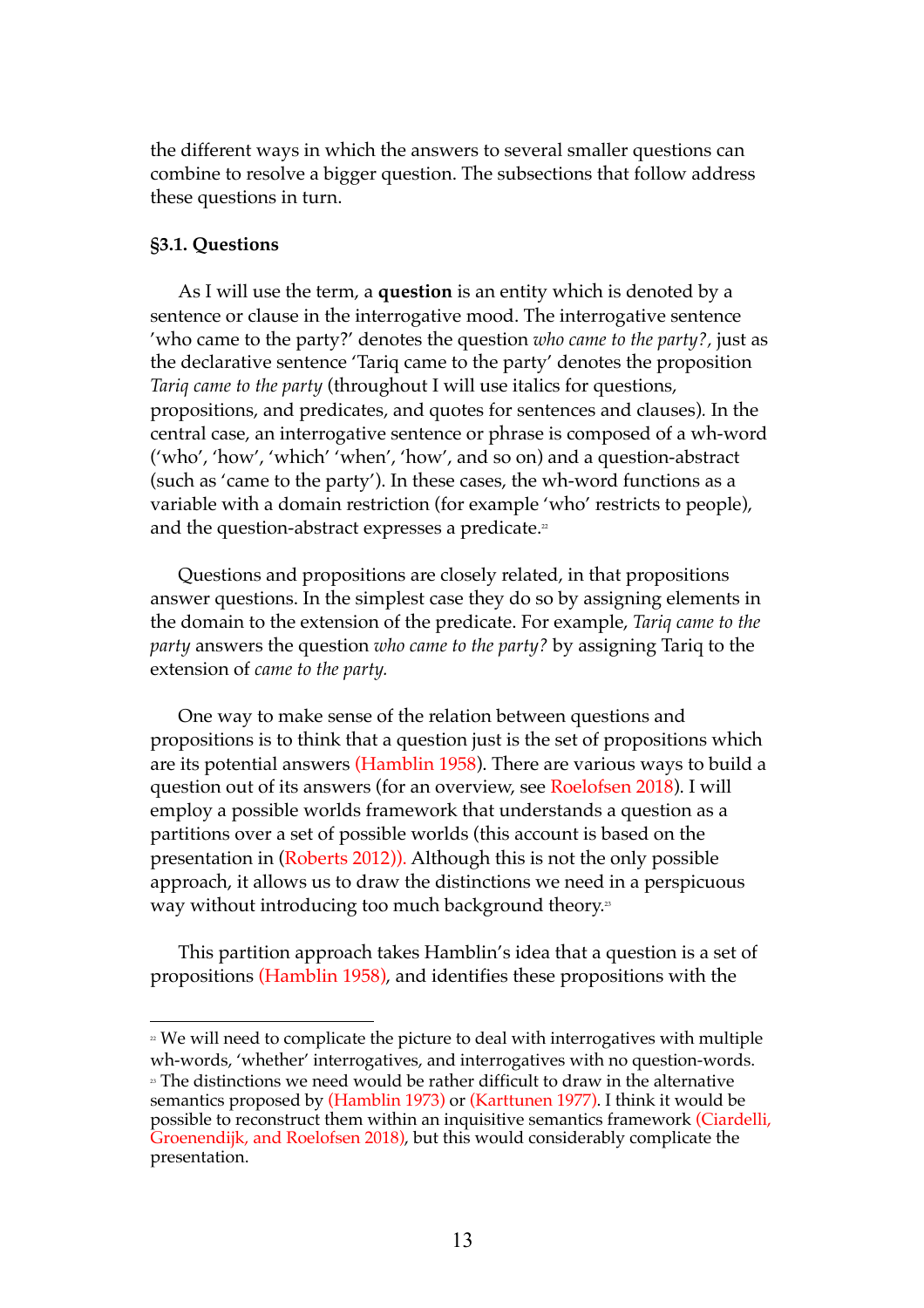the different ways in which the answers to several smaller questions can combine to resolve a bigger question. The subsections that follow address these questions in turn.

**§3.1. Questions**

As I will use the term, a **question** is an entity which is denoted by a sentence or clause in the interrogative mood. The interrogative sentence 'who came to the party?' denotes the question *who came to the party?*, just as the declarative sentence 'Tariq came to the party' denotes the proposition *Tariq came to the party* (throughout I will use italics for questions, propositions, and predicates, and quotes for sentences and clauses). In the central case, an interrogative sentence or phrase is composed of a wh-word ('who', 'how', 'which' 'when', 'how', and so on) and a question-abstract (such as 'came to the party'). In these cases, the wh-word functions as a variable with a domain restriction (for example 'who' restricts to people), and the question-abstract expresses a predicate.[22]

Questions and propositions are closely related, in that propositions answer questions. In the simplest case they do so by assigning elements in the domain to the extension of the predicate. For example, *Tariq came to the party* answers the question *who came to the party?* by assigning Tariq to the extension of *came to the party.*

One way to make sense of the relation between questions and propositions is to think that a question just is the set of propositions which are its potential answers (Hamblin 1958). There are various ways to build a question out of its answers (for an overview, see Roelofsen 2018). I will employ a possible worlds framework that understands a question as a partitions over a set of possible worlds (this account is based on the presentation in (Roberts 2012)). Although this is not the only possible approach, it allows us to draw the distinctions we need in a perspicuous way without introducing too much background theory.[23]

This partition approach takes Hamblin's idea that a question is a set of propositions (Hamblin 1958), and identifies these propositions with the

---

[22] We will need to complicate the picture to deal with interrogatives with multiple wh-words, 'whether' interrogatives, and interrogatives with no question-words.

[23] The distinctions we need would be rather difficult to draw in the alternative semantics proposed by (Hamblin 1973) or (Karttunen 1977). I think it would be possible to reconstruct them within an inquisitive semantics framework (Ciardelli, Groenendijk, and Roelofsen 2018), but this would considerably complicate the presentation.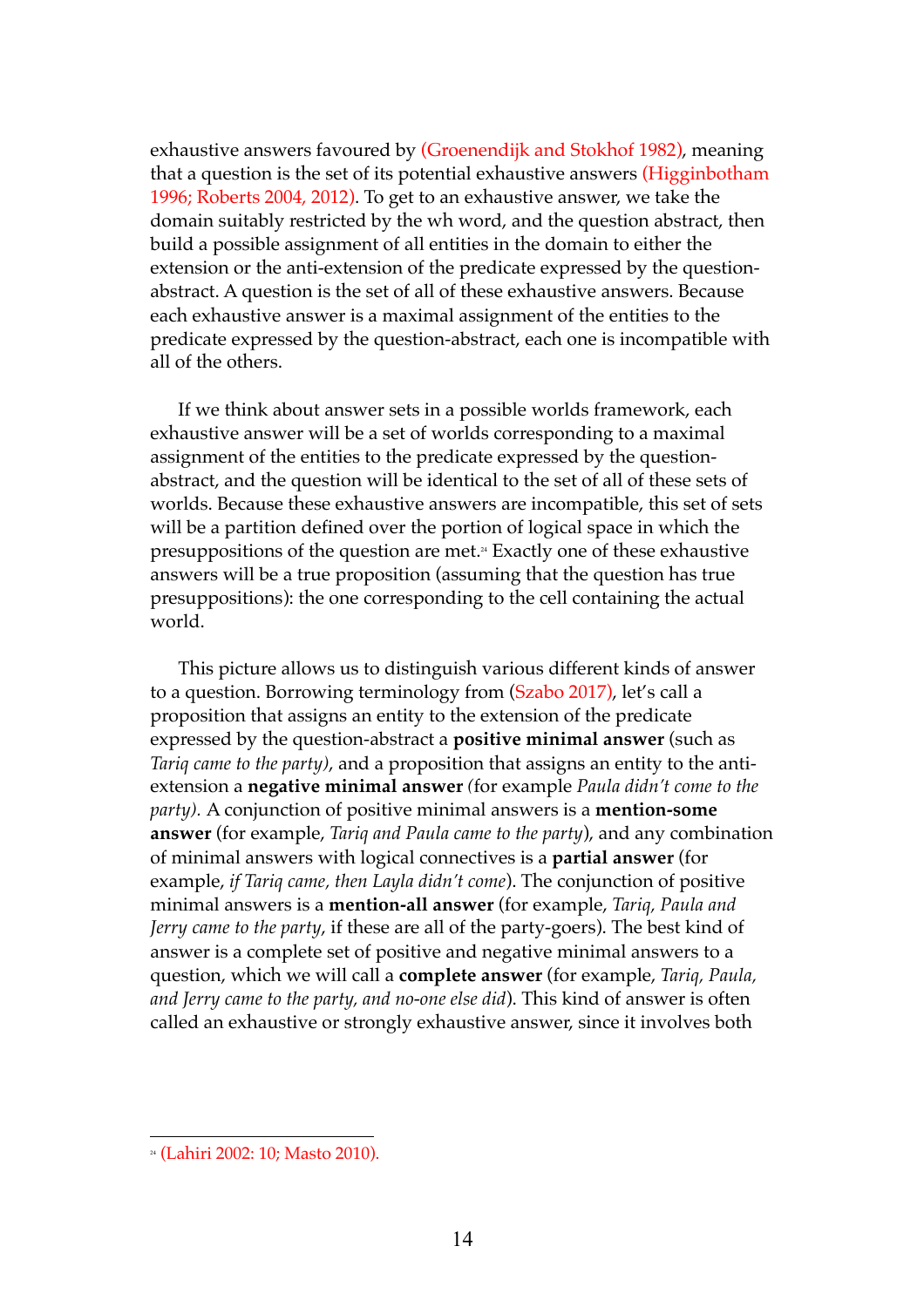exhaustive answers favoured by (Groenendijk and Stokhof 1982), meaning that a question is the set of its potential exhaustive answers (Higginbotham 1996; Roberts 2004, 2012). To get to an exhaustive answer, we take the domain suitably restricted by the wh word, and the question abstract, then build a possible assignment of all entities in the domain to either the extension or the anti-extension of the predicate expressed by the question-abstract. A question is the set of all of these exhaustive answers. Because each exhaustive answer is a maximal assignment of the entities to the predicate expressed by the question-abstract, each one is incompatible with all of the others.

If we think about answer sets in a possible worlds framework, each exhaustive answer will be a set of worlds corresponding to a maximal assignment of the entities to the predicate expressed by the question-abstract, and the question will be identical to the set of all of these sets of worlds. Because these exhaustive answers are incompatible, this set of sets will be a partition defined over the portion of logical space in which the presuppositions of the question are met.[24] Exactly one of these exhaustive answers will be a true proposition (assuming that the question has true presuppositions): the one corresponding to the cell containing the actual world.

This picture allows us to distinguish various different kinds of answer to a question. Borrowing terminology from (Szabo 2017), let's call a proposition that assigns an entity to the extension of the predicate expressed by the question-abstract a **positive minimal answer** (such as *Tariq came to the party*), and a proposition that assigns an entity to the anti-extension a **negative minimal answer** (for example *Paula didn't come to the party).* A conjunction of positive minimal answers is a **mention-some answer** (for example, *Tariq and Paula came to the party*), and any combination of minimal answers with logical connectives is a **partial answer** (for example, *if Tariq came, then Layla didn't come*). The conjunction of positive minimal answers is a **mention-all answer** (for example, *Tariq, Paula and Jerry came to the party*, if these are all of the party-goers). The best kind of answer is a complete set of positive and negative minimal answers to a question, which we will call a **complete answer** (for example, *Tariq, Paula, and Jerry came to the party, and no-one else did*). This kind of answer is often called an exhaustive or strongly exhaustive answer, since it involves both

[24] (Lahiri 2002: 10; Masto 2010).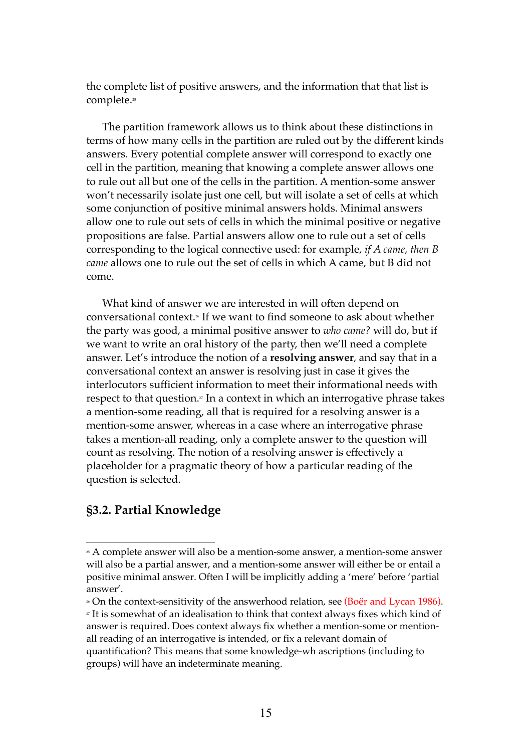the complete list of positive answers, and the information that that list is complete.[25]

The partition framework allows us to think about these distinctions in terms of how many cells in the partition are ruled out by the different kinds answers. Every potential complete answer will correspond to exactly one cell in the partition, meaning that knowing a complete answer allows one to rule out all but one of the cells in the partition. A mention-some answer won't necessarily isolate just one cell, but will isolate a set of cells at which some conjunction of positive minimal answers holds. Minimal answers allow one to rule out sets of cells in which the minimal positive or negative propositions are false. Partial answers allow one to rule out a set of cells corresponding to the logical connective used: for example, *if A came, then B came* allows one to rule out the set of cells in which A came, but B did not come.

What kind of answer we are interested in will often depend on conversational context.[26] If we want to find someone to ask about whether the party was good, a minimal positive answer to *who came?* will do, but if we want to write an oral history of the party, then we'll need a complete answer. Let's introduce the notion of a **resolving answer**, and say that in a conversational context an answer is resolving just in case it gives the interlocutors sufficient information to meet their informational needs with respect to that question.[27] In a context in which an interrogative phrase takes a mention-some reading, all that is required for a resolving answer is a mention-some answer, whereas in a case where an interrogative phrase takes a mention-all reading, only a complete answer to the question will count as resolving. The notion of a resolving answer is effectively a placeholder for a pragmatic theory of how a particular reading of the question is selected.

## §3.2. Partial Knowledge

---

[25] A complete answer will also be a mention-some answer, a mention-some answer will also be a partial answer, and a mention-some answer will either be or entail a positive minimal answer. Often I will be implicitly adding a 'mere' before 'partial answer'.

[26] On the context-sensitivity of the answerhood relation, see (Boër and Lycan 1986).

[27] It is somewhat of an idealisation to think that context always fixes which kind of answer is required. Does context always fix whether a mention-some or mention-all reading of an interrogative is intended, or fix a relevant domain of quantification? This means that some knowledge-wh ascriptions (including to groups) will have an indeterminate meaning.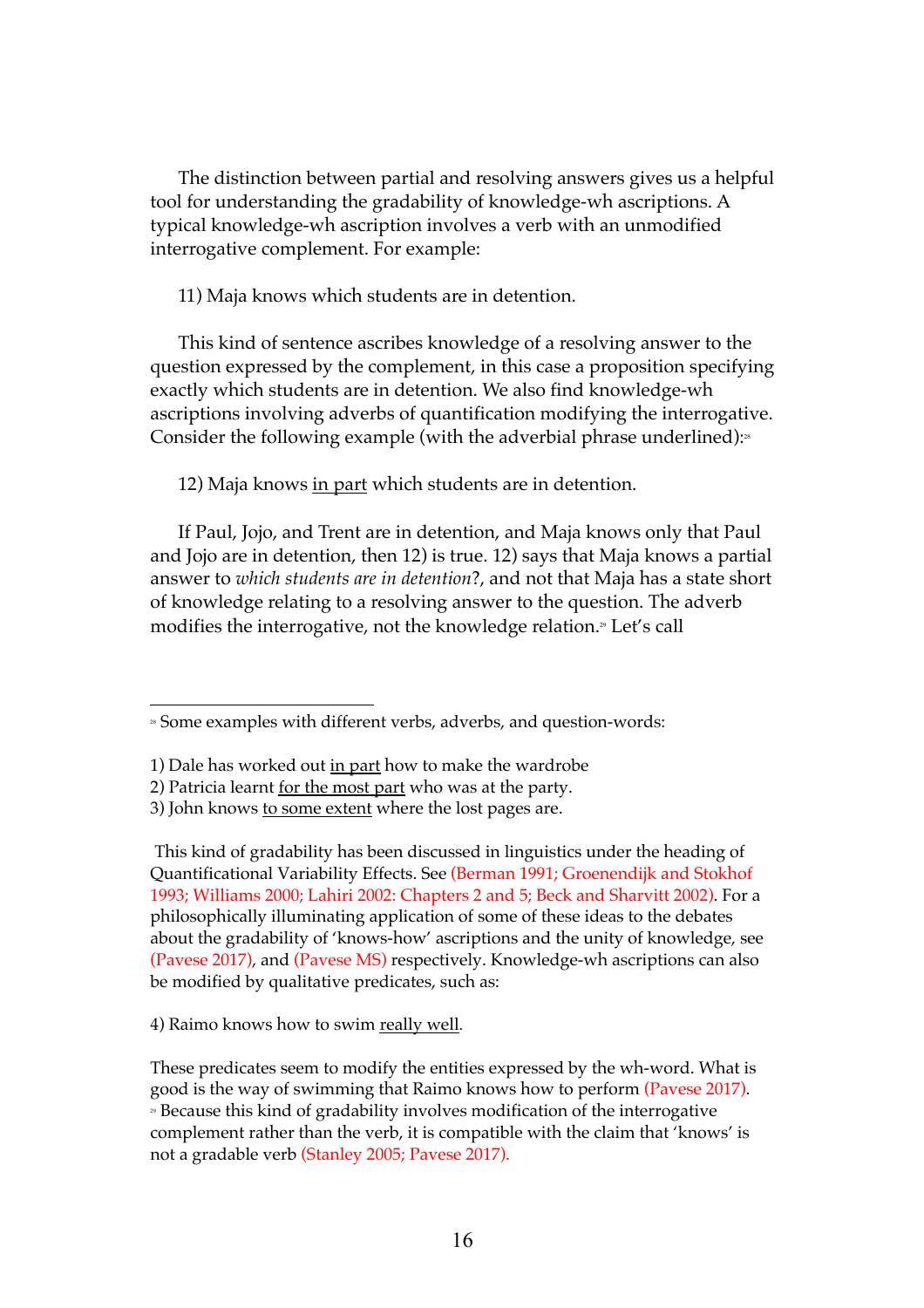The distinction between partial and resolving answers gives us a helpful tool for understanding the gradability of knowledge-wh ascriptions. A typical knowledge-wh ascription involves a verb with an unmodified interrogative complement. For example:

11) Maja knows which students are in detention.

This kind of sentence ascribes knowledge of a resolving answer to the question expressed by the complement, in this case a proposition specifying exactly which students are in detention. We also find knowledge-wh ascriptions involving adverbs of quantification modifying the interrogative. Consider the following example (with the adverbial phrase underlined):[28]

12) Maja knows <u>in part</u> which students are in detention.

If Paul, Jojo, and Trent are in detention, and Maja knows only that Paul and Jojo are in detention, then 12) is true. 12) says that Maja knows a partial answer to *which students are in detention*?, and not that Maja has a state short of knowledge relating to a resolving answer to the question. The adverb modifies the interrogative, not the knowledge relation.[29] Let's call

---

[28] Some examples with different verbs, adverbs, and question-words:

1) Dale has worked out <u>in part</u> how to make the wardrobe
2) Patricia learnt <u>for the most part</u> who was at the party.
3) John knows <u>to some extent</u> where the lost pages are.

This kind of gradability has been discussed in linguistics under the heading of Quantificational Variability Effects. See (Berman 1991; Groenendijk and Stokhof 1993; Williams 2000; Lahiri 2002: Chapters 2 and 5; Beck and Sharvitt 2002). For a philosophically illuminating application of some of these ideas to the debates about the gradability of 'knows-how' ascriptions and the unity of knowledge, see (Pavese 2017), and (Pavese MS) respectively. Knowledge-wh ascriptions can also be modified by qualitative predicates, such as:

4) Raimo knows how to swim <u>really well</u>.

These predicates seem to modify the entities expressed by the wh-word. What is good is the way of swimming that Raimo knows how to perform (Pavese 2017).

[29] Because this kind of gradability involves modification of the interrogative complement rather than the verb, it is compatible with the claim that 'knows' is not a gradable verb (Stanley 2005; Pavese 2017).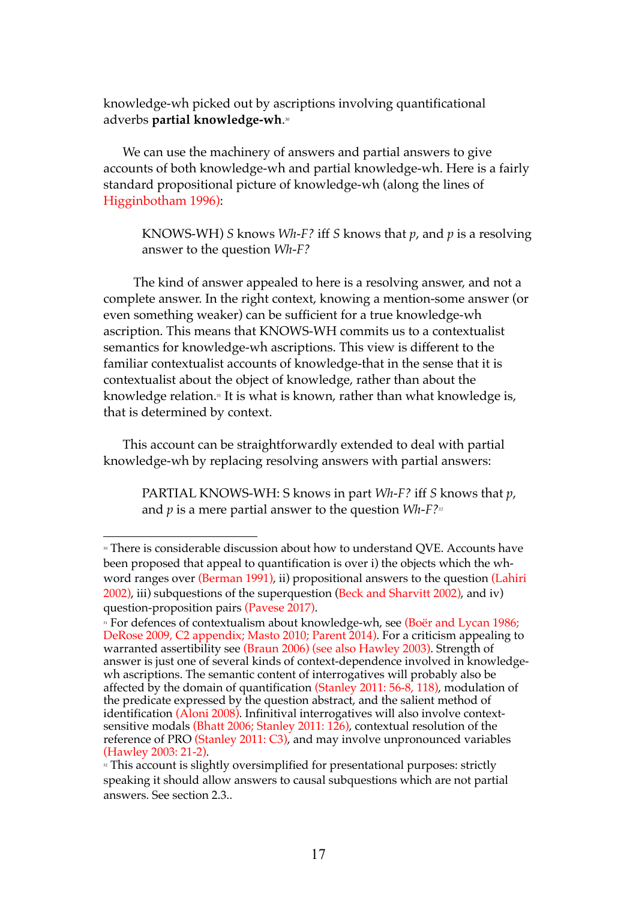knowledge-wh picked out by ascriptions involving quantificational adverbs **partial knowledge-wh**.[30]

We can use the machinery of answers and partial answers to give accounts of both knowledge-wh and partial knowledge-wh. Here is a fairly standard propositional picture of knowledge-wh (along the lines of Higginbotham 1996):

> KNOWS-WH) *S* knows *Wh-F?* iff *S* knows that *p*, and *p* is a resolving answer to the question *Wh-F?*

The kind of answer appealed to here is a resolving answer, and not a complete answer. In the right context, knowing a mention-some answer (or even something weaker) can be sufficient for a true knowledge-wh ascription. This means that KNOWS-WH commits us to a contextualist semantics for knowledge-wh ascriptions. This view is different to the familiar contextualist accounts of knowledge-that in the sense that it is contextualist about the object of knowledge, rather than about the knowledge relation.[31] It is what is known, rather than what knowledge is, that is determined by context.

This account can be straightforwardly extended to deal with partial knowledge-wh by replacing resolving answers with partial answers:

> PARTIAL KNOWS-WH: S knows in part *Wh-F?* iff *S* knows that *p*, and *p* is a mere partial answer to the question *Wh-F?*[32]

---

[30] There is considerable discussion about how to understand QVE. Accounts have been proposed that appeal to quantification is over i) the objects which the wh-word ranges over (Berman 1991), ii) propositional answers to the question (Lahiri 2002), iii) subquestions of the superquestion (Beck and Sharvitt 2002), and iv) question-proposition pairs (Pavese 2017).

[31] For defences of contextualism about knowledge-wh, see (Boër and Lycan 1986; DeRose 2009, C2 appendix; Masto 2010; Parent 2014). For a criticism appealing to warranted assertibility see (Braun 2006) (see also Hawley 2003). Strength of answer is just one of several kinds of context-dependence involved in knowledge-wh ascriptions. The semantic content of interrogatives will probably also be affected by the domain of quantification (Stanley 2011: 56-8, 118), modulation of the predicate expressed by the question abstract, and the salient method of identification (Aloni 2008). Infinitival interrogatives will also involve context-sensitive modals (Bhatt 2006; Stanley 2011: 126), contextual resolution of the reference of PRO (Stanley 2011: C3), and may involve unpronounced variables (Hawley 2003: 21-2).

[32] This account is slightly oversimplified for presentational purposes: strictly speaking it should allow answers to causal subquestions which are not partial answers. See section 2.3..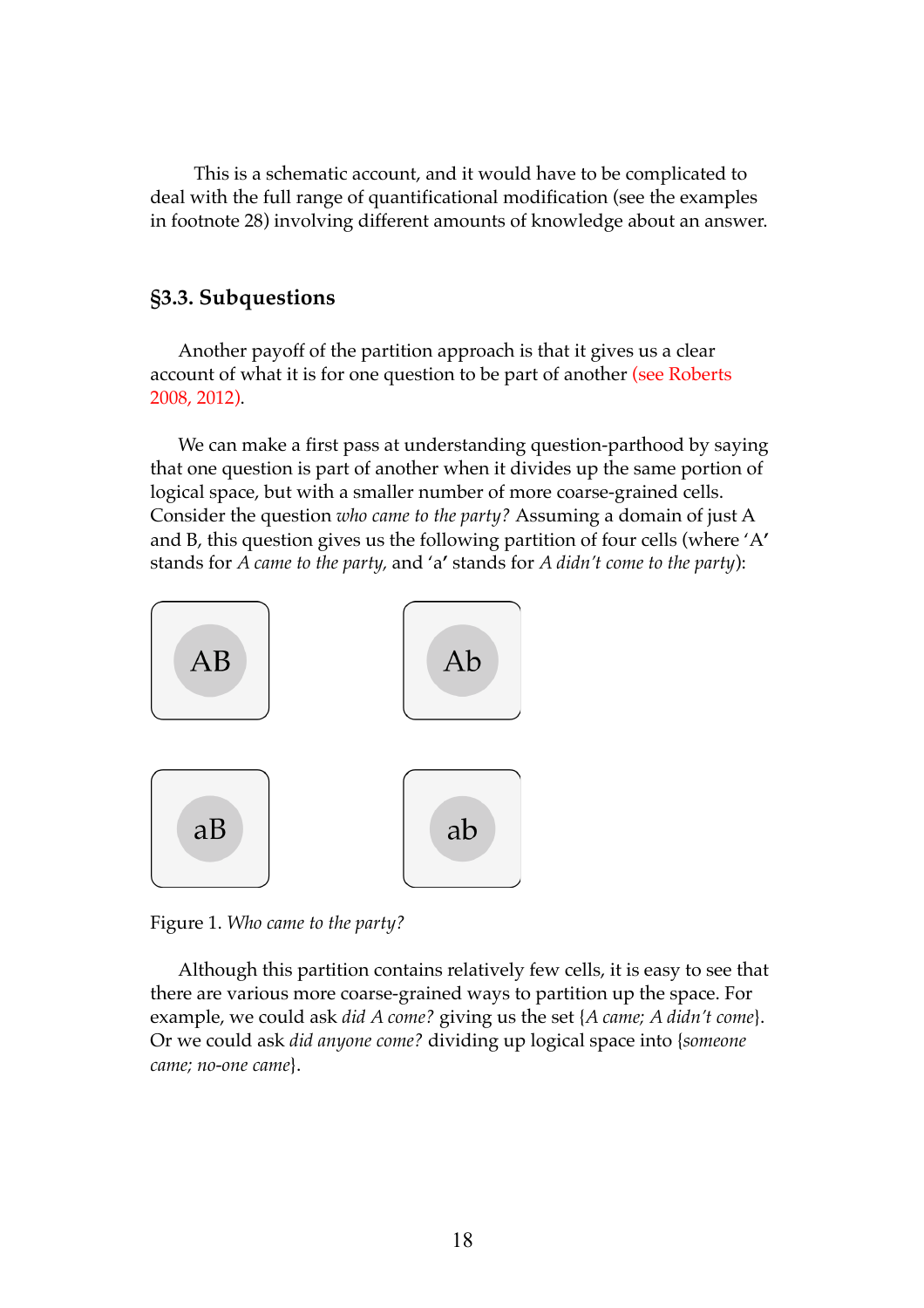This is a schematic account, and it would have to be complicated to deal with the full range of quantificational modification (see the examples in footnote 28) involving different amounts of knowledge about an answer.

## §3.3. Subquestions

Another payoff of the partition approach is that it gives us a clear account of what it is for one question to be part of another (see Roberts 2008, 2012).

We can make a first pass at understanding question-parthood by saying that one question is part of another when it divides up the same portion of logical space, but with a smaller number of more coarse-grained cells. Consider the question *who came to the party?* Assuming a domain of just A and B, this question gives us the following partition of four cells (where 'A' stands for *A came to the party*, and 'a' stands for *A didn't come to the party*):

| | |
|---|---|
| AB | Ab |
| aB | ab |

Figure 1. *Who came to the party?*

Although this partition contains relatively few cells, it is easy to see that there are various more coarse-grained ways to partition up the space. For example, we could ask *did A come?* giving us the set {*A came; A didn't come*}. Or we could ask *did anyone come?* dividing up logical space into {*someone came; no-one came*}.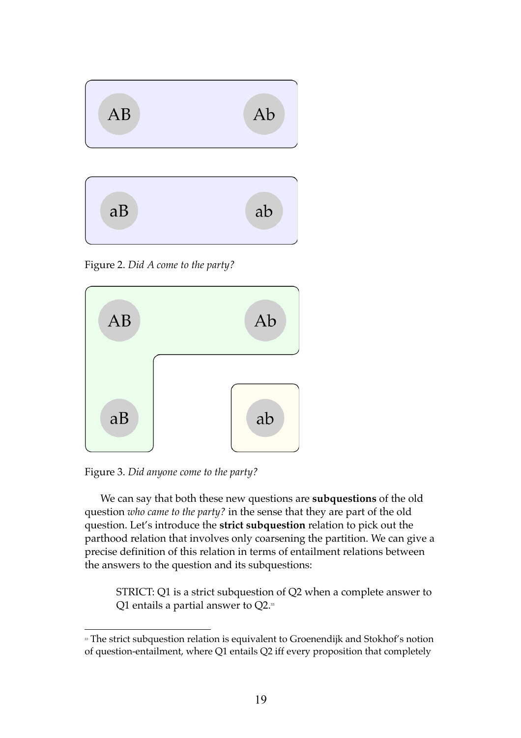Figure 2. *Did A come to the party?*

Figure 3. *Did anyone come to the party?*

We can say that both these new questions are **subquestions** of the old question *who came to the party?* in the sense that they are part of the old question. Let's introduce the **strict subquestion** relation to pick out the parthood relation that involves only coarsening the partition. We can give a precise definition of this relation in terms of entailment relations between the answers to the question and its subquestions:

> STRICT: Q1 is a strict subquestion of Q2 when a complete answer to Q1 entails a partial answer to Q2.[33]

[33] The strict subquestion relation is equivalent to Groenendijk and Stokhof's notion of question-entailment, where Q1 entails Q2 iff every proposition that completely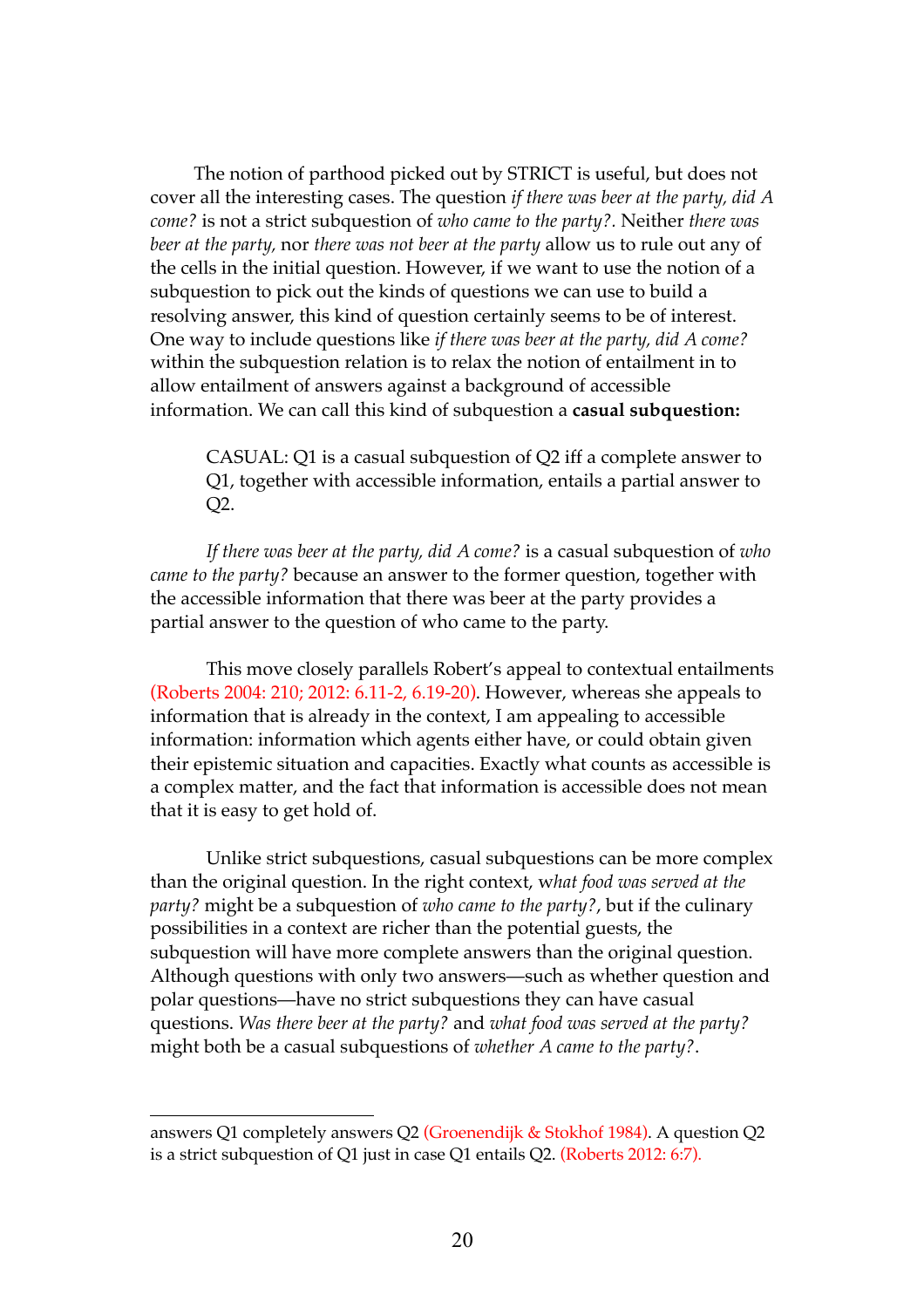The notion of parthood picked out by STRICT is useful, but does not cover all the interesting cases. The question *if there was beer at the party, did A come?* is not a strict subquestion of *who came to the party?*. Neither *there was beer at the party,* nor *there was not beer at the party* allow us to rule out any of the cells in the initial question. However, if we want to use the notion of a subquestion to pick out the kinds of questions we can use to build a resolving answer, this kind of question certainly seems to be of interest. One way to include questions like *if there was beer at the party, did A come?* within the subquestion relation is to relax the notion of entailment in to allow entailment of answers against a background of accessible information. We can call this kind of subquestion a **casual subquestion:**

> CASUAL: Q1 is a casual subquestion of Q2 iff a complete answer to Q1, together with accessible information, entails a partial answer to Q2.

*If there was beer at the party, did A come?* is a casual subquestion of *who came to the party?* because an answer to the former question, together with the accessible information that there was beer at the party provides a partial answer to the question of who came to the party.

This move closely parallels Robert's appeal to contextual entailments (Roberts 2004: 210; 2012: 6.11-2, 6.19-20). However, whereas she appeals to information that is already in the context, I am appealing to accessible information: information which agents either have, or could obtain given their epistemic situation and capacities. Exactly what counts as accessible is a complex matter, and the fact that information is accessible does not mean that it is easy to get hold of.

Unlike strict subquestions, casual subquestions can be more complex than the original question. In the right context, *what food was served at the party?* might be a subquestion of *who came to the party?*, but if the culinary possibilities in a context are richer than the potential guests, the subquestion will have more complete answers than the original question. Although questions with only two answers—such as whether question and polar questions—have no strict subquestions they can have casual questions. *Was there beer at the party?* and *what food was served at the party?* might both be a casual subquestions of *whether A came to the party?*.

---

answers Q1 completely answers Q2 (Groenendijk & Stokhof 1984). A question Q2 is a strict subquestion of Q1 just in case Q1 entails Q2. (Roberts 2012: 6:7).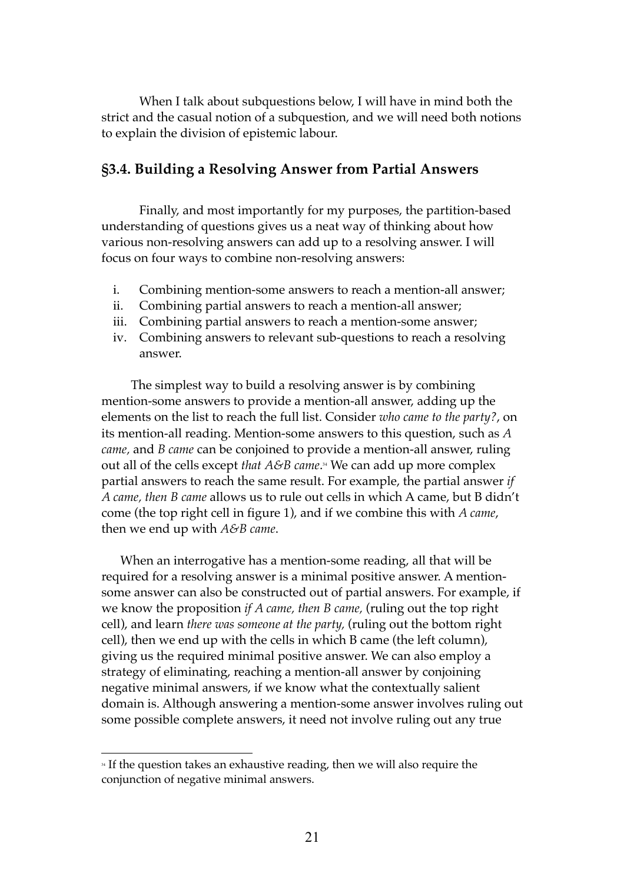When I talk about subquestions below, I will have in mind both the strict and the casual notion of a subquestion, and we will need both notions to explain the division of epistemic labour.

## §3.4. Building a Resolving Answer from Partial Answers

Finally, and most importantly for my purposes, the partition-based understanding of questions gives us a neat way of thinking about how various non-resolving answers can add up to a resolving answer. I will focus on four ways to combine non-resolving answers:

i. Combining mention-some answers to reach a mention-all answer;
ii. Combining partial answers to reach a mention-all answer;
iii. Combining partial answers to reach a mention-some answer;
iv. Combining answers to relevant sub-questions to reach a resolving answer.

The simplest way to build a resolving answer is by combining mention-some answers to provide a mention-all answer, adding up the elements on the list to reach the full list. Consider *who came to the party?*, on its mention-all reading. Mention-some answers to this question, such as *A came,* and *B came* can be conjoined to provide a mention-all answer, ruling out all of the cells except *that A&B came*.[34] We can add up more complex partial answers to reach the same result. For example, the partial answer *if A came, then B came* allows us to rule out cells in which A came, but B didn't come (the top right cell in figure 1), and if we combine this with *A came*, then we end up with *A&B came*.

When an interrogative has a mention-some reading, all that will be required for a resolving answer is a minimal positive answer. A mention-some answer can also be constructed out of partial answers. For example, if we know the proposition *if A came, then B came,* (ruling out the top right cell), and learn *there was someone at the party,* (ruling out the bottom right cell), then we end up with the cells in which B came (the left column), giving us the required minimal positive answer. We can also employ a strategy of eliminating, reaching a mention-all answer by conjoining negative minimal answers, if we know what the contextually salient domain is. Although answering a mention-some answer involves ruling out some possible complete answers, it need not involve ruling out any true

[34] If the question takes an exhaustive reading, then we will also require the conjunction of negative minimal answers.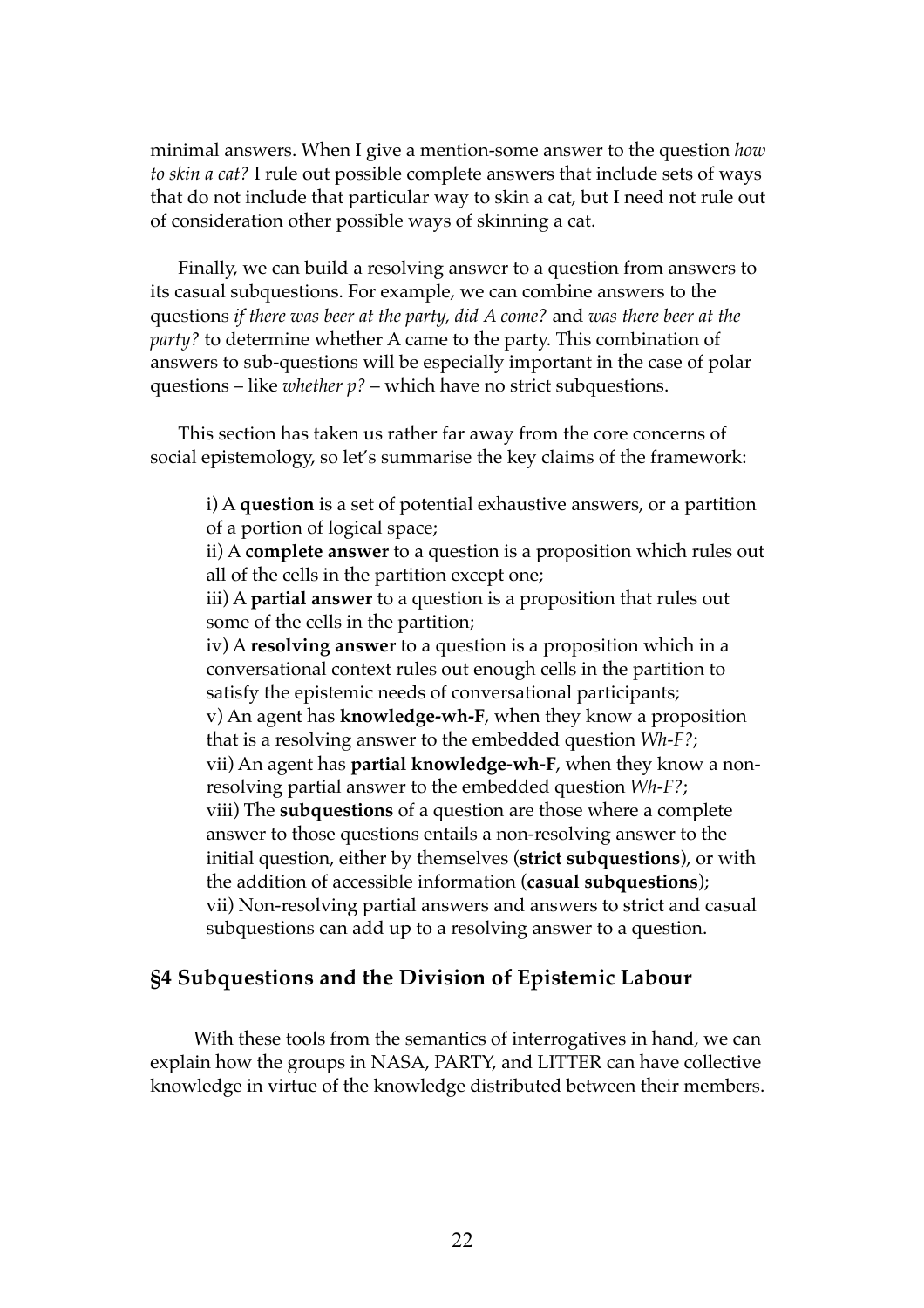minimal answers. When I give a mention-some answer to the question *how to skin a cat?* I rule out possible complete answers that include sets of ways that do not include that particular way to skin a cat, but I need not rule out of consideration other possible ways of skinning a cat.

Finally, we can build a resolving answer to a question from answers to its casual subquestions. For example, we can combine answers to the questions *if there was beer at the party, did A come?* and *was there beer at the party?* to determine whether A came to the party. This combination of answers to sub-questions will be especially important in the case of polar questions – like *whether p?* – which have no strict subquestions.

This section has taken us rather far away from the core concerns of social epistemology, so let's summarise the key claims of the framework:

> i) A **question** is a set of potential exhaustive answers, or a partition of a portion of logical space;
> ii) A **complete answer** to a question is a proposition which rules out all of the cells in the partition except one;
> iii) A **partial answer** to a question is a proposition that rules out some of the cells in the partition;
> iv) A **resolving answer** to a question is a proposition which in a conversational context rules out enough cells in the partition to satisfy the epistemic needs of conversational participants;
> v) An agent has **knowledge-wh-F**, when they know a proposition that is a resolving answer to the embedded question *Wh-F?*;
> vii) An agent has **partial knowledge-wh-F**, when they know a non-resolving partial answer to the embedded question *Wh-F?*;
> viii) The **subquestions** of a question are those where a complete answer to those questions entails a non-resolving answer to the initial question, either by themselves (**strict subquestions**), or with the addition of accessible information (**casual subquestions**);
> vii) Non-resolving partial answers and answers to strict and casual subquestions can add up to a resolving answer to a question.

## §4 Subquestions and the Division of Epistemic Labour

With these tools from the semantics of interrogatives in hand, we can explain how the groups in NASA, PARTY, and LITTER can have collective knowledge in virtue of the knowledge distributed between their members.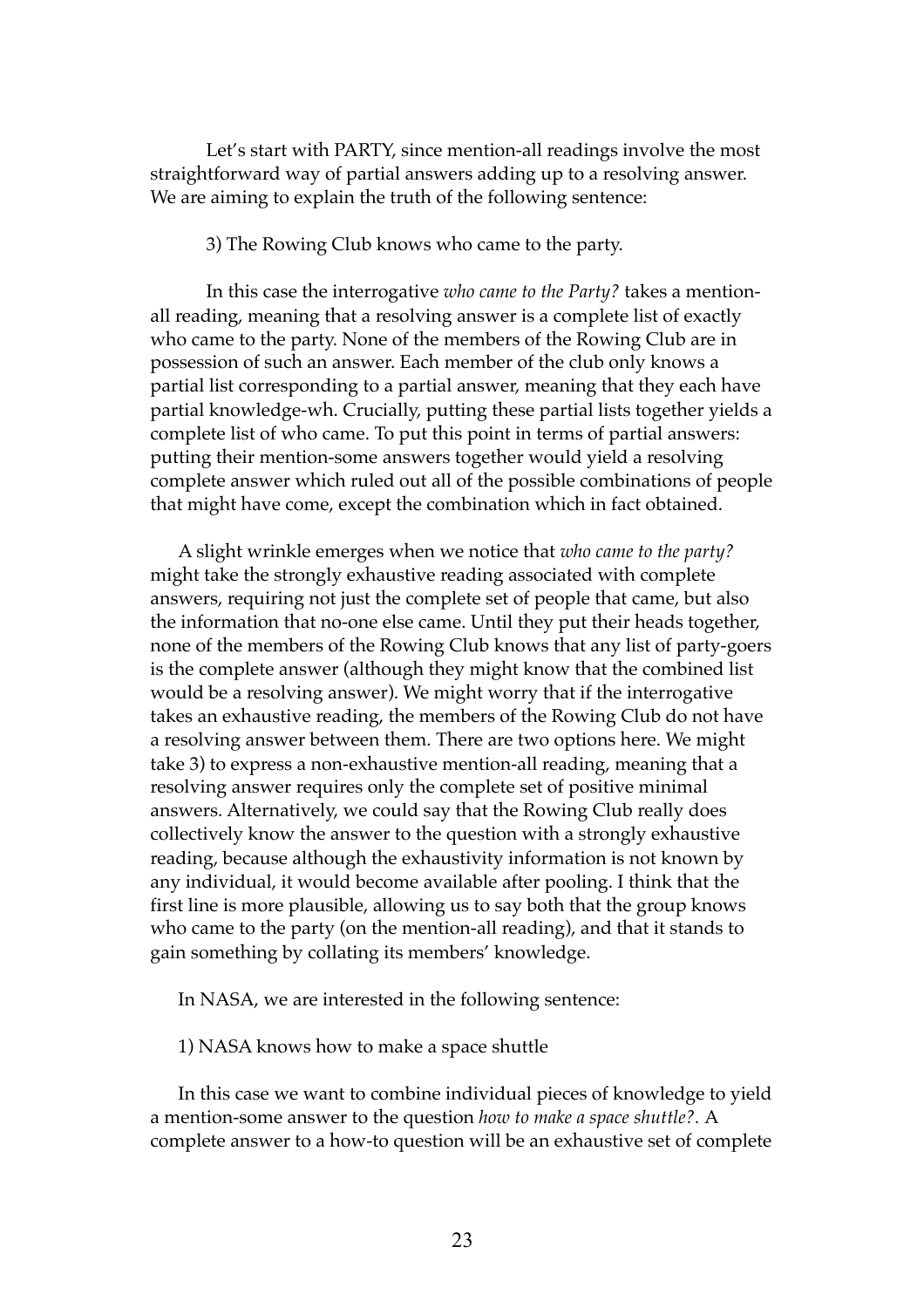Let's start with PARTY, since mention-all readings involve the most straightforward way of partial answers adding up to a resolving answer. We are aiming to explain the truth of the following sentence:

3) The Rowing Club knows who came to the party.

In this case the interrogative *who came to the Party?* takes a mention-all reading, meaning that a resolving answer is a complete list of exactly who came to the party. None of the members of the Rowing Club are in possession of such an answer. Each member of the club only knows a partial list corresponding to a partial answer, meaning that they each have partial knowledge-wh. Crucially, putting these partial lists together yields a complete list of who came. To put this point in terms of partial answers: putting their mention-some answers together would yield a resolving complete answer which ruled out all of the possible combinations of people that might have come, except the combination which in fact obtained.

A slight wrinkle emerges when we notice that *who came to the party?* might take the strongly exhaustive reading associated with complete answers, requiring not just the complete set of people that came, but also the information that no-one else came. Until they put their heads together, none of the members of the Rowing Club knows that any list of party-goers is the complete answer (although they might know that the combined list would be a resolving answer). We might worry that if the interrogative takes an exhaustive reading, the members of the Rowing Club do not have a resolving answer between them. There are two options here. We might take 3) to express a non-exhaustive mention-all reading, meaning that a resolving answer requires only the complete set of positive minimal answers. Alternatively, we could say that the Rowing Club really does collectively know the answer to the question with a strongly exhaustive reading, because although the exhaustivity information is not known by any individual, it would become available after pooling. I think that the first line is more plausible, allowing us to say both that the group knows who came to the party (on the mention-all reading), and that it stands to gain something by collating its members' knowledge.

In NASA, we are interested in the following sentence:

1) NASA knows how to make a space shuttle

In this case we want to combine individual pieces of knowledge to yield a mention-some answer to the question *how to make a space shuttle?*. A complete answer to a how-to question will be an exhaustive set of complete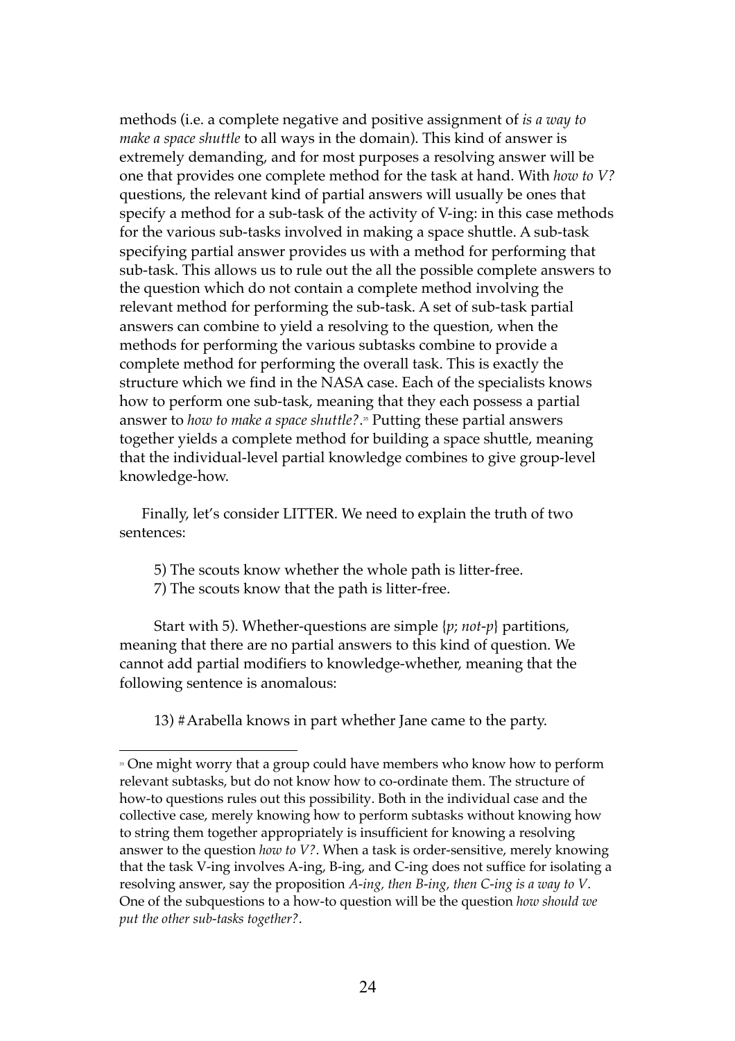methods (i.e. a complete negative and positive assignment of *is a way to make a space shuttle* to all ways in the domain). This kind of answer is extremely demanding, and for most purposes a resolving answer will be one that provides one complete method for the task at hand. With *how to V?* questions, the relevant kind of partial answers will usually be ones that specify a method for a sub-task of the activity of V-ing: in this case methods for the various sub-tasks involved in making a space shuttle. A sub-task specifying partial answer provides us with a method for performing that sub-task. This allows us to rule out the all the possible complete answers to the question which do not contain a complete method involving the relevant method for performing the sub-task. A set of sub-task partial answers can combine to yield a resolving to the question, when the methods for performing the various subtasks combine to provide a complete method for performing the overall task. This is exactly the structure which we find in the NASA case. Each of the specialists knows how to perform one sub-task, meaning that they each possess a partial answer to *how to make a space shuttle?*.[35] Putting these partial answers together yields a complete method for building a space shuttle, meaning that the individual-level partial knowledge combines to give group-level knowledge-how.

Finally, let's consider LITTER. We need to explain the truth of two sentences:

5) The scouts know whether the whole path is litter-free.
7) The scouts know that the path is litter-free.

Start with 5). Whether-questions are simple {*p*; *not-p*} partitions, meaning that there are no partial answers to this kind of question. We cannot add partial modifiers to knowledge-whether, meaning that the following sentence is anomalous:

13) #Arabella knows in part whether Jane came to the party.

[35] One might worry that a group could have members who know how to perform relevant subtasks, but do not know how to co-ordinate them. The structure of how-to questions rules out this possibility. Both in the individual case and the collective case, merely knowing how to perform subtasks without knowing how to string them together appropriately is insufficient for knowing a resolving answer to the question *how to V?*. When a task is order-sensitive, merely knowing that the task V-ing involves A-ing, B-ing, and C-ing does not suffice for isolating a resolving answer, say the proposition *A-ing, then B-ing, then C-ing is a way to V*. One of the subquestions to a how-to question will be the question *how should we put the other sub-tasks together?*.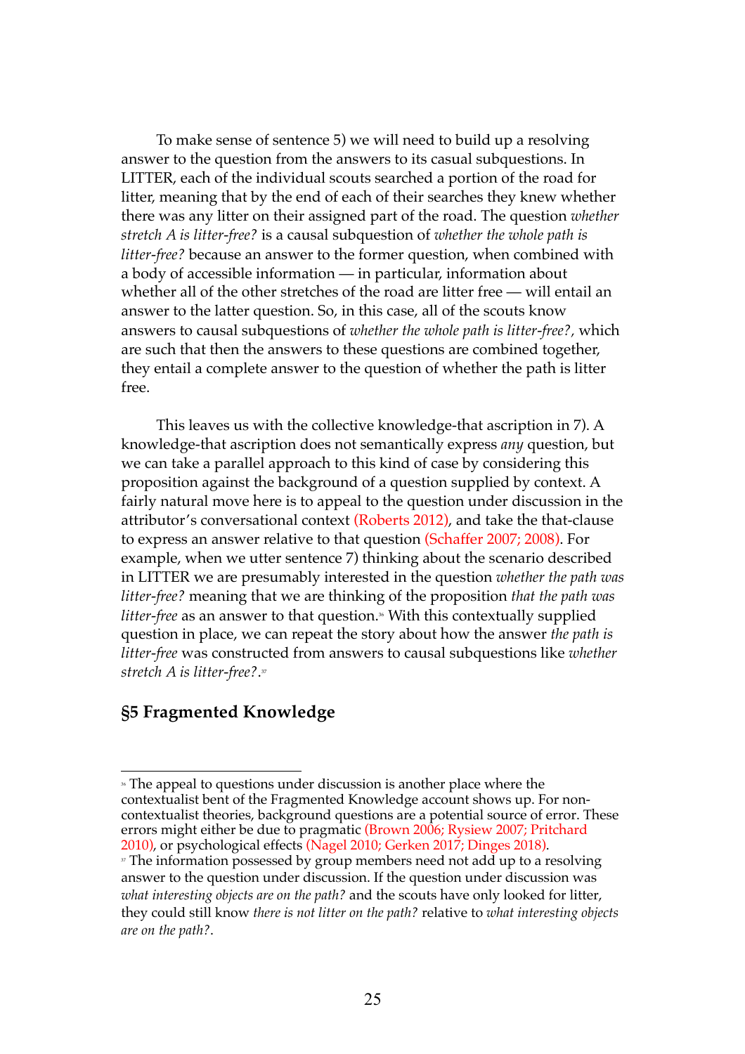To make sense of sentence 5) we will need to build up a resolving answer to the question from the answers to its casual subquestions. In LITTER, each of the individual scouts searched a portion of the road for litter, meaning that by the end of each of their searches they knew whether there was any litter on their assigned part of the road. The question *whether stretch A is litter-free?* is a causal subquestion of *whether the whole path is litter-free?* because an answer to the former question, when combined with a body of accessible information — in particular, information about whether all of the other stretches of the road are litter free — will entail an answer to the latter question. So, in this case, all of the scouts know answers to causal subquestions of *whether the whole path is litter-free?*, which are such that then the answers to these questions are combined together, they entail a complete answer to the question of whether the path is litter free.

This leaves us with the collective knowledge-that ascription in 7). A knowledge-that ascription does not semantically express *any* question, but we can take a parallel approach to this kind of case by considering this proposition against the background of a question supplied by context. A fairly natural move here is to appeal to the question under discussion in the attributor's conversational context (Roberts 2012), and take the that-clause to express an answer relative to that question (Schaffer 2007; 2008). For example, when we utter sentence 7) thinking about the scenario described in LITTER we are presumably interested in the question *whether the path was litter-free?* meaning that we are thinking of the proposition *that the path was litter-free* as an answer to that question.[36] With this contextually supplied question in place, we can repeat the story about how the answer *the path is litter-free* was constructed from answers to causal subquestions like *whether stretch A is litter-free?*.[37]

## §5 Fragmented Knowledge

---

[36] The appeal to questions under discussion is another place where the contextualist bent of the Fragmented Knowledge account shows up. For non-contextualist theories, background questions are a potential source of error. These errors might either be due to pragmatic (Brown 2006; Rysiew 2007; Pritchard 2010), or psychological effects (Nagel 2010; Gerken 2017; Dinges 2018).

[37] The information possessed by group members need not add up to a resolving answer to the question under discussion. If the question under discussion was *what interesting objects are on the path?* and the scouts have only looked for litter, they could still know *there is not litter on the path?* relative to *what interesting objects are on the path?*.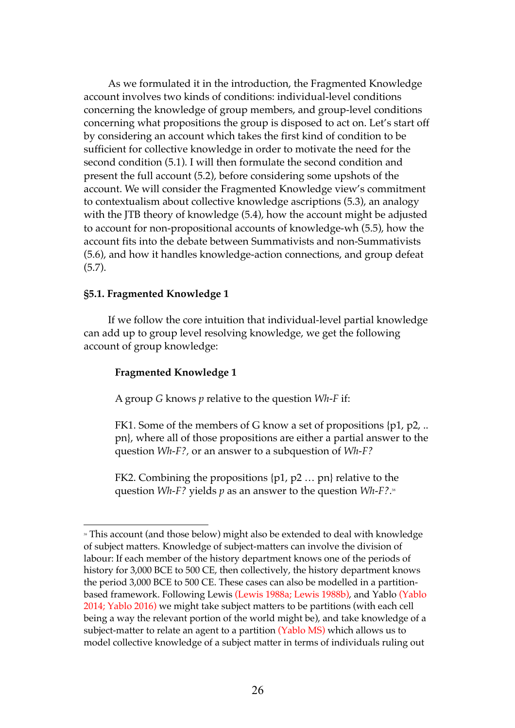As we formulated it in the introduction, the Fragmented Knowledge account involves two kinds of conditions: individual-level conditions concerning the knowledge of group members, and group-level conditions concerning what propositions the group is disposed to act on. Let's start off by considering an account which takes the first kind of condition to be sufficient for collective knowledge in order to motivate the need for the second condition (5.1). I will then formulate the second condition and present the full account (5.2), before considering some upshots of the account. We will consider the Fragmented Knowledge view's commitment to contextualism about collective knowledge ascriptions (5.3), an analogy with the JTB theory of knowledge (5.4), how the account might be adjusted to account for non-propositional accounts of knowledge-wh (5.5), how the account fits into the debate between Summativists and non-Summativists (5.6), and how it handles knowledge-action connections, and group defeat (5.7).

**§5.1. Fragmented Knowledge 1**

If we follow the core intuition that individual-level partial knowledge can add up to group level resolving knowledge, we get the following account of group knowledge:

> **Fragmented Knowledge 1**
>
> A group *G* knows *p* relative to the question *Wh-F* if:
>
> FK1. Some of the members of G know a set of propositions {p1, p2, .. pn}, where all of those propositions are either a partial answer to the question *Wh-F?*, or an answer to a subquestion of *Wh-F?*
>
> FK2. Combining the propositions {p1, p2 … pn} relative to the question *Wh-F?* yields *p* as an answer to the question *Wh-F?*.[38]

[38] This account (and those below) might also be extended to deal with knowledge of subject matters. Knowledge of subject-matters can involve the division of labour: If each member of the history department knows one of the periods of history for 3,000 BCE to 500 CE, then collectively, the history department knows the period 3,000 BCE to 500 CE. These cases can also be modelled in a partition-based framework. Following Lewis (Lewis 1988a; Lewis 1988b), and Yablo (Yablo 2014; Yablo 2016) we might take subject matters to be partitions (with each cell being a way the relevant portion of the world might be), and take knowledge of a subject-matter to relate an agent to a partition (Yablo MS) which allows us to model collective knowledge of a subject matter in terms of individuals ruling out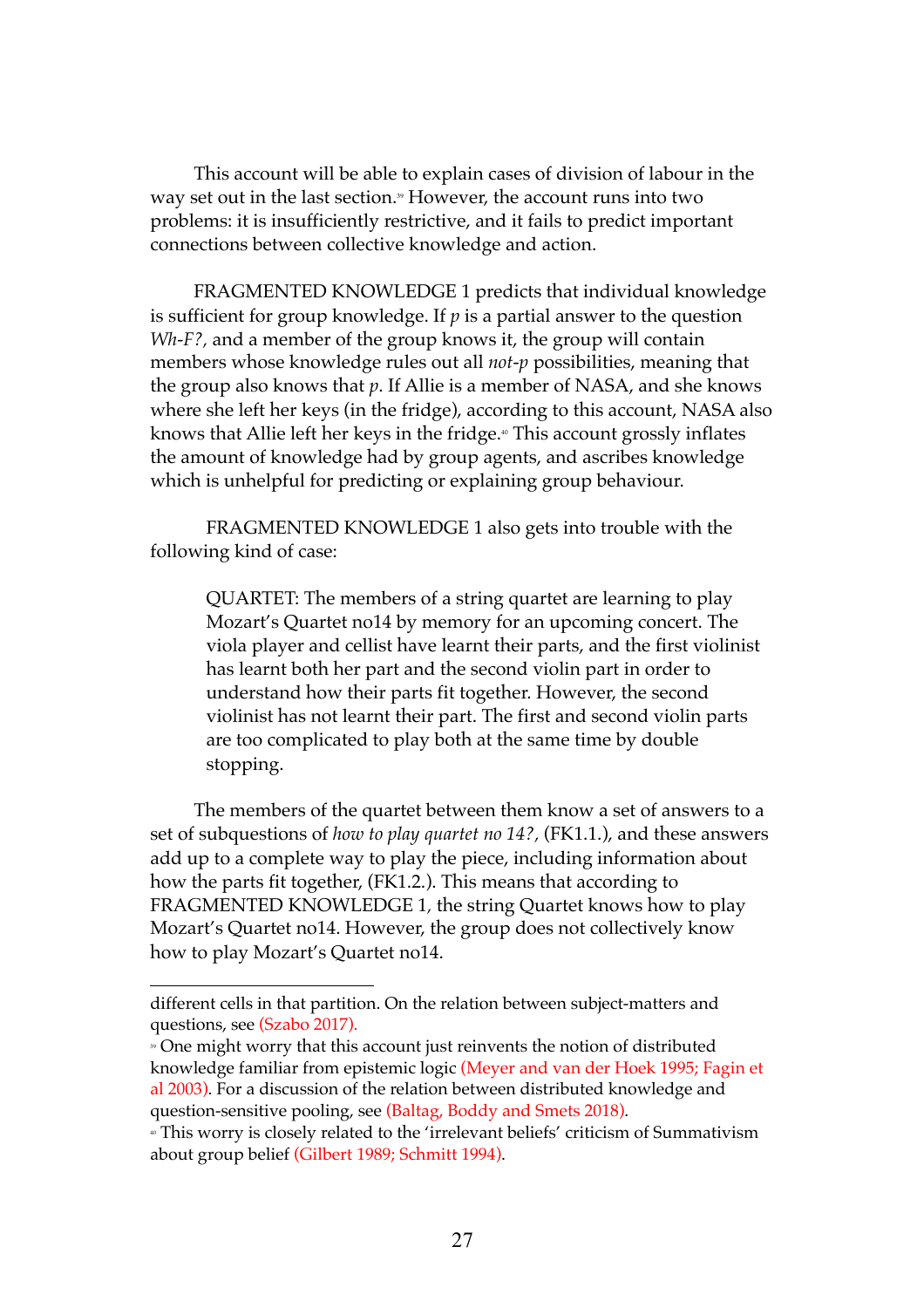This account will be able to explain cases of division of labour in the way set out in the last section.[39] However, the account runs into two problems: it is insufficiently restrictive, and it fails to predict important connections between collective knowledge and action.

FRAGMENTED KNOWLEDGE 1 predicts that individual knowledge is sufficient for group knowledge. If *p* is a partial answer to the question *Wh-F?*, and a member of the group knows it, the group will contain members whose knowledge rules out all *not-p* possibilities, meaning that the group also knows that *p*. If Allie is a member of NASA, and she knows where she left her keys (in the fridge), according to this account, NASA also knows that Allie left her keys in the fridge.[40] This account grossly inflates the amount of knowledge had by group agents, and ascribes knowledge which is unhelpful for predicting or explaining group behaviour.

FRAGMENTED KNOWLEDGE 1 also gets into trouble with the following kind of case:

> QUARTET: The members of a string quartet are learning to play Mozart's Quartet no14 by memory for an upcoming concert. The viola player and cellist have learnt their parts, and the first violinist has learnt both her part and the second violin part in order to understand how their parts fit together. However, the second violinist has not learnt their part. The first and second violin parts are too complicated to play both at the same time by double stopping.

The members of the quartet between them know a set of answers to a set of subquestions of *how to play quartet no 14?*, (FK1.1.), and these answers add up to a complete way to play the piece, including information about how the parts fit together, (FK1.2.). This means that according to FRAGMENTED KNOWLEDGE 1, the string Quartet knows how to play Mozart's Quartet no14. However, the group does not collectively know how to play Mozart's Quartet no14.

---

different cells in that partition. On the relation between subject-matters and questions, see (Szabo 2017).

[39] One might worry that this account just reinvents the notion of distributed knowledge familiar from epistemic logic (Meyer and van der Hoek 1995; Fagin et al 2003). For a discussion of the relation between distributed knowledge and question-sensitive pooling, see (Baltag, Boddy and Smets 2018).

[40] This worry is closely related to the 'irrelevant beliefs' criticism of Summativism about group belief (Gilbert 1989; Schmitt 1994).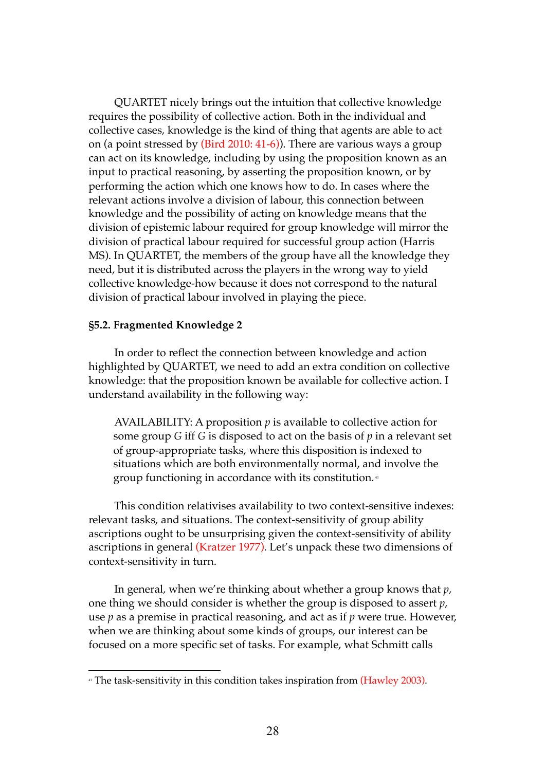QUARTET nicely brings out the intuition that collective knowledge requires the possibility of collective action. Both in the individual and collective cases, knowledge is the kind of thing that agents are able to act on (a point stressed by (Bird 2010: 41-6)). There are various ways a group can act on its knowledge, including by using the proposition known as an input to practical reasoning, by asserting the proposition known, or by performing the action which one knows how to do. In cases where the relevant actions involve a division of labour, this connection between knowledge and the possibility of acting on knowledge means that the division of epistemic labour required for group knowledge will mirror the division of practical labour required for successful group action (Harris MS). In QUARTET, the members of the group have all the knowledge they need, but it is distributed across the players in the wrong way to yield collective knowledge-how because it does not correspond to the natural division of practical labour involved in playing the piece.

**§5.2. Fragmented Knowledge 2**

In order to reflect the connection between knowledge and action highlighted by QUARTET, we need to add an extra condition on collective knowledge: that the proposition known be available for collective action. I understand availability in the following way:

> AVAILABILITY: A proposition *p* is available to collective action for some group *G* iff *G* is disposed to act on the basis of *p* in a relevant set of group-appropriate tasks, where this disposition is indexed to situations which are both environmentally normal, and involve the group functioning in accordance with its constitution.[41]

This condition relativises availability to two context-sensitive indexes: relevant tasks, and situations. The context-sensitivity of group ability ascriptions ought to be unsurprising given the context-sensitivity of ability ascriptions in general (Kratzer 1977). Let's unpack these two dimensions of context-sensitivity in turn.

In general, when we're thinking about whether a group knows that *p*, one thing we should consider is whether the group is disposed to assert *p*, use *p* as a premise in practical reasoning, and act as if *p* were true. However, when we are thinking about some kinds of groups, our interest can be focused on a more specific set of tasks. For example, what Schmitt calls

[41] The task-sensitivity in this condition takes inspiration from (Hawley 2003).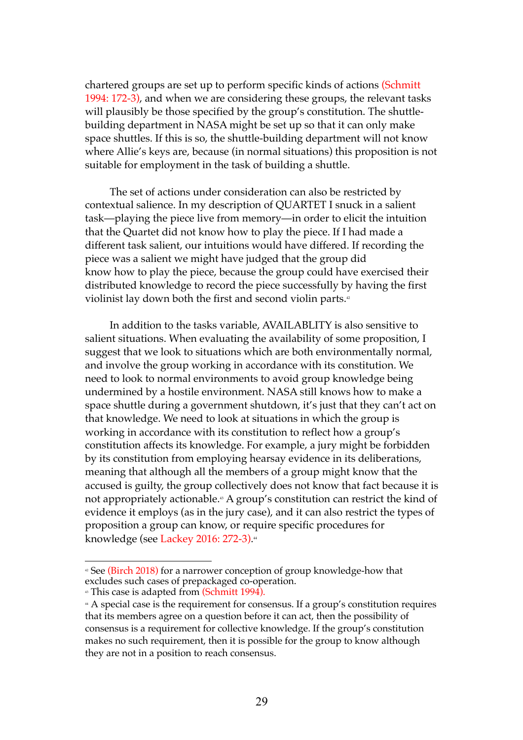chartered groups are set up to perform specific kinds of actions (Schmitt 1994: 172-3), and when we are considering these groups, the relevant tasks will plausibly be those specified by the group's constitution. The shuttle-building department in NASA might be set up so that it can only make space shuttles. If this is so, the shuttle-building department will not know where Allie's keys are, because (in normal situations) this proposition is not suitable for employment in the task of building a shuttle.

The set of actions under consideration can also be restricted by contextual salience. In my description of QUARTET I snuck in a salient task—playing the piece live from memory—in order to elicit the intuition that the Quartet did not know how to play the piece. If I had made a different task salient, our intuitions would have differed. If recording the piece was a salient we might have judged that the group did know how to play the piece, because the group could have exercised their distributed knowledge to record the piece successfully by having the first violinist lay down both the first and second violin parts.[42]

In addition to the tasks variable, AVAILABLITY is also sensitive to salient situations. When evaluating the availability of some proposition, I suggest that we look to situations which are both environmentally normal, and involve the group working in accordance with its constitution. We need to look to normal environments to avoid group knowledge being undermined by a hostile environment. NASA still knows how to make a space shuttle during a government shutdown, it's just that they can't act on that knowledge. We need to look at situations in which the group is working in accordance with its constitution to reflect how a group's constitution affects its knowledge. For example, a jury might be forbidden by its constitution from employing hearsay evidence in its deliberations, meaning that although all the members of a group might know that the accused is guilty, the group collectively does not know that fact because it is not appropriately actionable.[43] A group's constitution can restrict the kind of evidence it employs (as in the jury case), and it can also restrict the types of proposition a group can know, or require specific procedures for knowledge (see Lackey 2016: 272-3).[44]

---

[42] See (Birch 2018) for a narrower conception of group knowledge-how that excludes such cases of prepackaged co-operation.

[43] This case is adapted from (Schmitt 1994).

[44] A special case is the requirement for consensus. If a group's constitution requires that its members agree on a question before it can act, then the possibility of consensus is a requirement for collective knowledge. If the group's constitution makes no such requirement, then it is possible for the group to know although they are not in a position to reach consensus.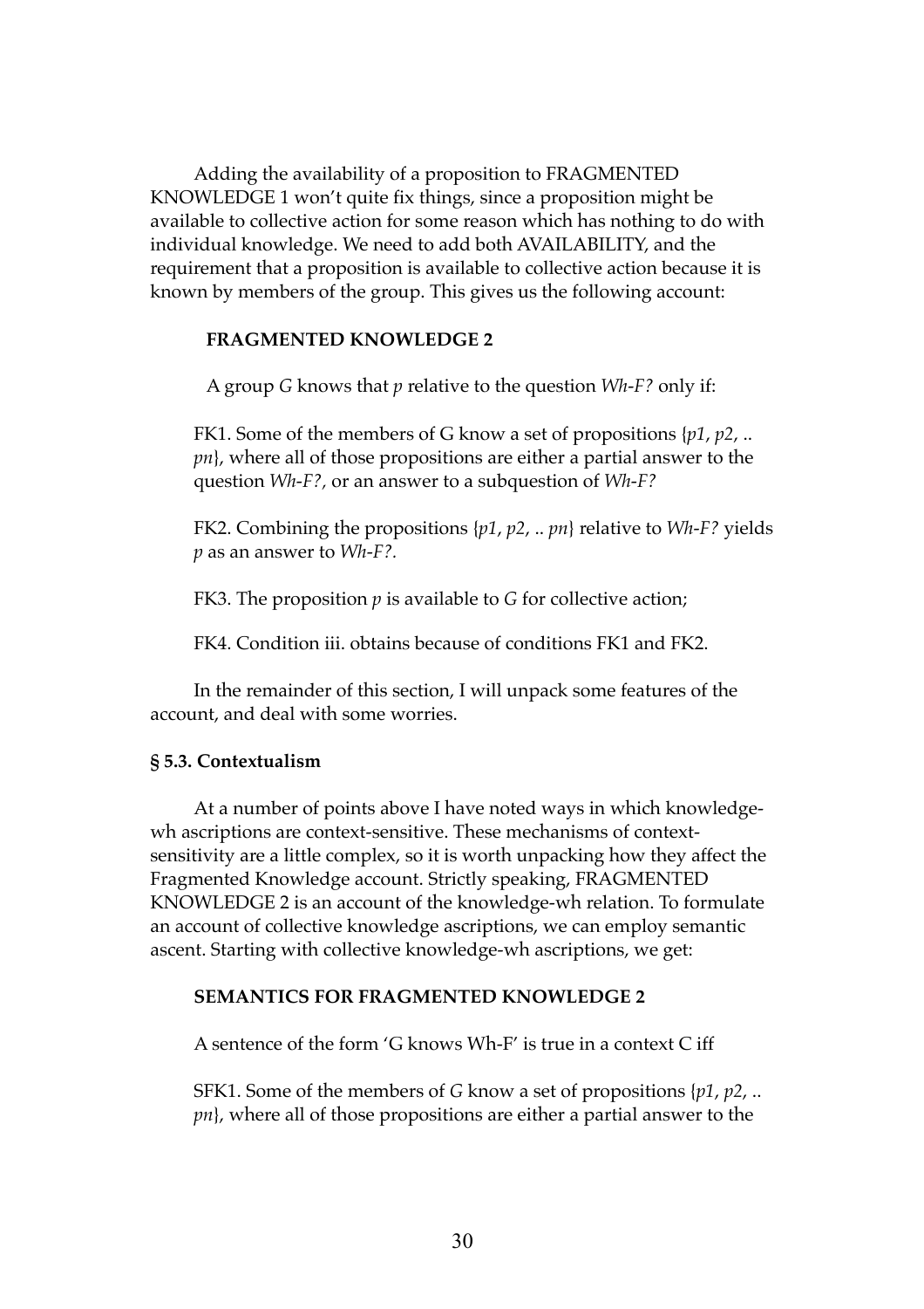Adding the availability of a proposition to FRAGMENTED KNOWLEDGE 1 won't quite fix things, since a proposition might be available to collective action for some reason which has nothing to do with individual knowledge. We need to add both AVAILABILITY, and the requirement that a proposition is available to collective action because it is known by members of the group. This gives us the following account:

**FRAGMENTED KNOWLEDGE 2**

A group *G* knows that *p* relative to the question *Wh-F?* only if:

FK1. Some of the members of G know a set of propositions {*p1*, *p2*, .. *pn*}, where all of those propositions are either a partial answer to the question *Wh-F?*, or an answer to a subquestion of *Wh-F?*

FK2. Combining the propositions {*p1*, *p2*, .. *pn*} relative to *Wh-F?* yields *p* as an answer to *Wh-F?.*

FK3. The proposition *p* is available to *G* for collective action;

FK4. Condition iii. obtains because of conditions FK1 and FK2.

In the remainder of this section, I will unpack some features of the account, and deal with some worries.

### § 5.3. Contextualism

At a number of points above I have noted ways in which knowledge-wh ascriptions are context-sensitive. These mechanisms of context-sensitivity are a little complex, so it is worth unpacking how they affect the Fragmented Knowledge account. Strictly speaking, FRAGMENTED KNOWLEDGE 2 is an account of the knowledge-wh relation. To formulate an account of collective knowledge ascriptions, we can employ semantic ascent. Starting with collective knowledge-wh ascriptions, we get:

**SEMANTICS FOR FRAGMENTED KNOWLEDGE 2**

A sentence of the form 'G knows Wh-F' is true in a context C iff

SFK1. Some of the members of *G* know a set of propositions {*p1*, *p2*, .. *pn*}, where all of those propositions are either a partial answer to the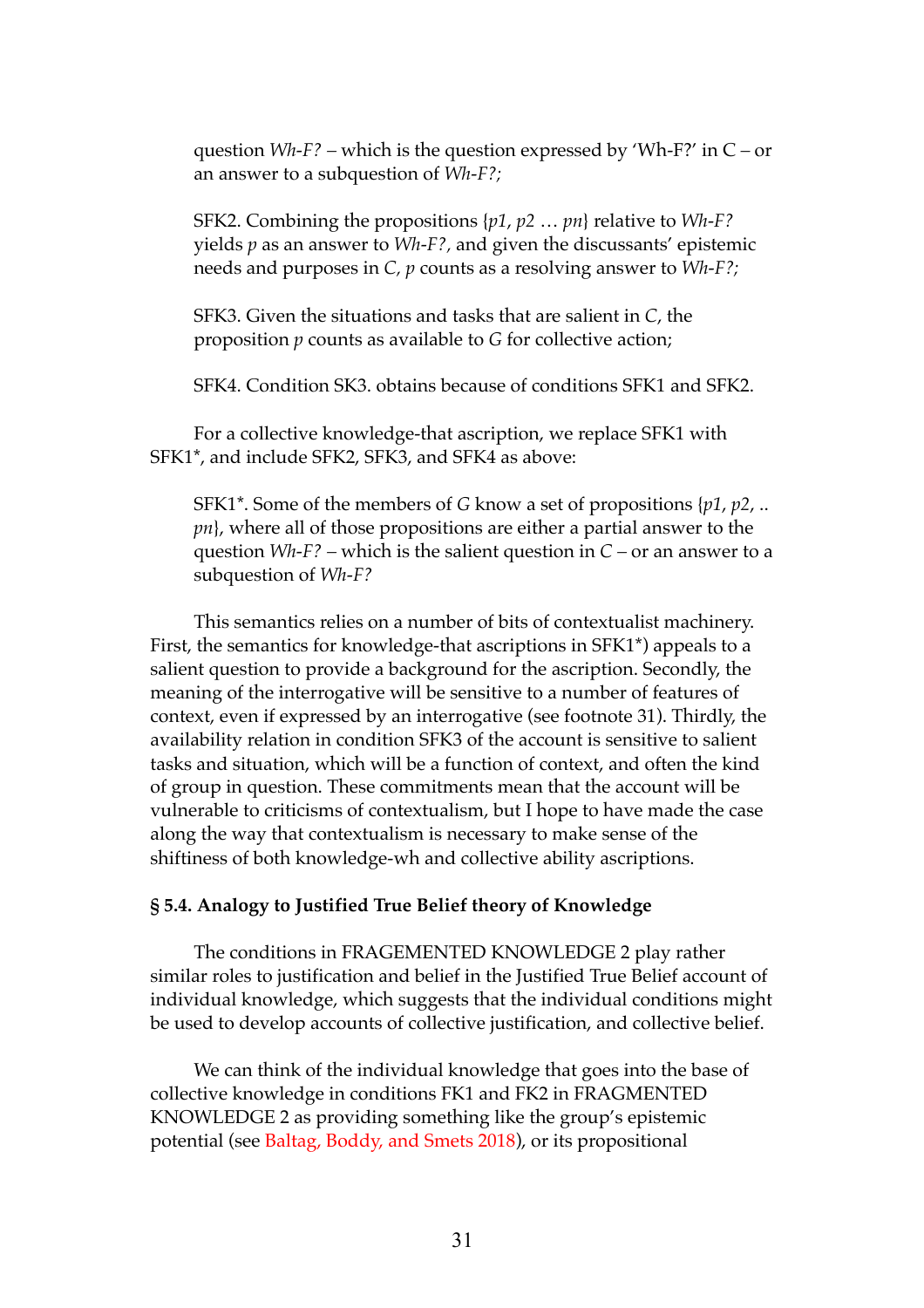question *Wh-F?* – which is the question expressed by 'Wh-F?' in C – or an answer to a subquestion of *Wh-F?;*

SFK2. Combining the propositions {*p1*, *p2* … *pn*} relative to *Wh-F?* yields *p* as an answer to *Wh-F?,* and given the discussants' epistemic needs and purposes in *C, p* counts as a resolving answer to *Wh-F?;*

SFK3. Given the situations and tasks that are salient in *C*, the proposition *p* counts as available to *G* for collective action;

SFK4. Condition SK3. obtains because of conditions SFK1 and SFK2.

For a collective knowledge-that ascription, we replace SFK1 with SFK1*, and include SFK2, SFK3, and SFK4 as above:

SFK1*. Some of the members of *G* know a set of propositions {*p1*, *p2*, .. *pn*}, where all of those propositions are either a partial answer to the question *Wh-F?* – which is the salient question in *C* – or an answer to a subquestion of *Wh-F?*

This semantics relies on a number of bits of contextualist machinery. First, the semantics for knowledge-that ascriptions in SFK1*) appeals to a salient question to provide a background for the ascription. Secondly, the meaning of the interrogative will be sensitive to a number of features of context, even if expressed by an interrogative (see footnote 31). Thirdly, the availability relation in condition SFK3 of the account is sensitive to salient tasks and situation, which will be a function of context, and often the kind of group in question. These commitments mean that the account will be vulnerable to criticisms of contextualism, but I hope to have made the case along the way that contextualism is necessary to make sense of the shiftiness of both knowledge-wh and collective ability ascriptions.

**§ 5.4. Analogy to Justified True Belief theory of Knowledge**

The conditions in FRAGEMENTED KNOWLEDGE 2 play rather similar roles to justification and belief in the Justified True Belief account of individual knowledge, which suggests that the individual conditions might be used to develop accounts of collective justification, and collective belief.

We can think of the individual knowledge that goes into the base of collective knowledge in conditions FK1 and FK2 in FRAGMENTED KNOWLEDGE 2 as providing something like the group's epistemic potential (see Baltag, Boddy, and Smets 2018), or its propositional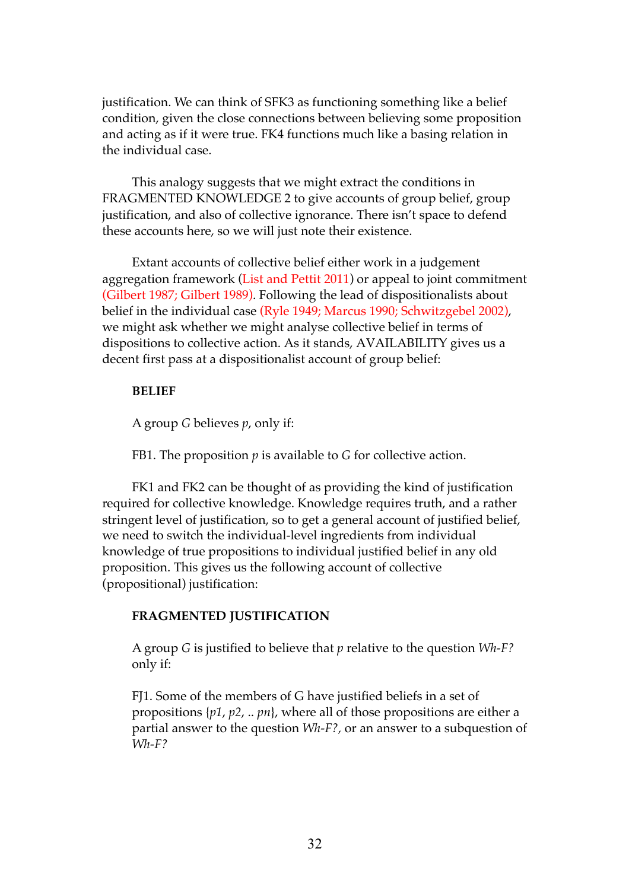justification. We can think of SFK3 as functioning something like a belief condition, given the close connections between believing some proposition and acting as if it were true. FK4 functions much like a basing relation in the individual case.

This analogy suggests that we might extract the conditions in FRAGMENTED KNOWLEDGE 2 to give accounts of group belief, group justification, and also of collective ignorance. There isn't space to defend these accounts here, so we will just note their existence.

Extant accounts of collective belief either work in a judgement aggregation framework (List and Pettit 2011) or appeal to joint commitment (Gilbert 1987; Gilbert 1989). Following the lead of dispositionalists about belief in the individual case (Ryle 1949; Marcus 1990; Schwitzgebel 2002), we might ask whether we might analyse collective belief in terms of dispositions to collective action. As it stands, AVAILABILITY gives us a decent first pass at a dispositionalist account of group belief:

**BELIEF**

A group *G* believes *p*, only if:

FB1. The proposition *p* is available to *G* for collective action.

FK1 and FK2 can be thought of as providing the kind of justification required for collective knowledge. Knowledge requires truth, and a rather stringent level of justification, so to get a general account of justified belief, we need to switch the individual-level ingredients from individual knowledge of true propositions to individual justified belief in any old proposition. This gives us the following account of collective (propositional) justification:

**FRAGMENTED JUSTIFICATION**

A group *G* is justified to believe that *p* relative to the question *Wh-F?* only if:

FJ1. Some of the members of G have justified beliefs in a set of propositions {*p1*, *p2*, .. *pn*}, where all of those propositions are either a partial answer to the question *Wh-F?*, or an answer to a subquestion of *Wh-F?*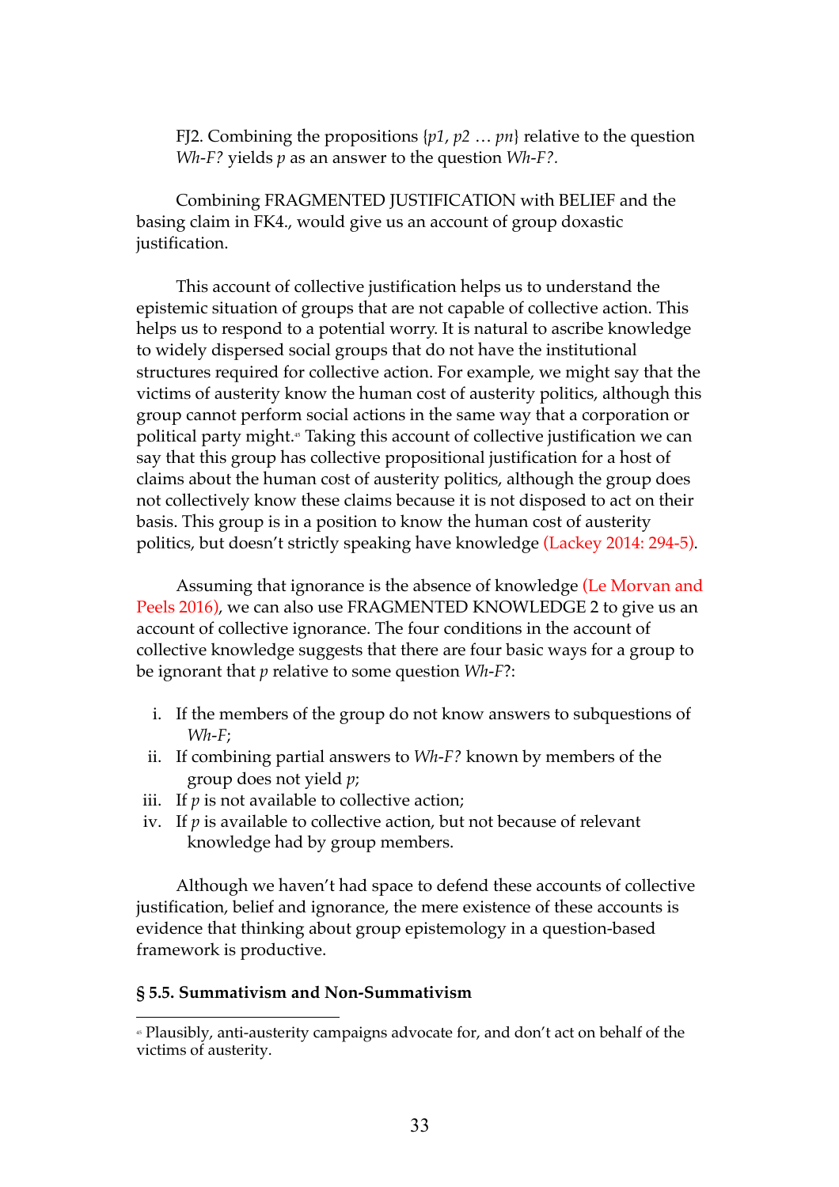FJ2. Combining the propositions {*p1*, *p2* … *pn*} relative to the question *Wh-F?* yields *p* as an answer to the question *Wh-F?*.

Combining FRAGMENTED JUSTIFICATION with BELIEF and the basing claim in FK4., would give us an account of group doxastic justification.

This account of collective justification helps us to understand the epistemic situation of groups that are not capable of collective action. This helps us to respond to a potential worry. It is natural to ascribe knowledge to widely dispersed social groups that do not have the institutional structures required for collective action. For example, we might say that the victims of austerity know the human cost of austerity politics, although this group cannot perform social actions in the same way that a corporation or political party might.[45] Taking this account of collective justification we can say that this group has collective propositional justification for a host of claims about the human cost of austerity politics, although the group does not collectively know these claims because it is not disposed to act on their basis. This group is in a position to know the human cost of austerity politics, but doesn't strictly speaking have knowledge (Lackey 2014: 294-5).

Assuming that ignorance is the absence of knowledge (Le Morvan and Peels 2016), we can also use FRAGMENTED KNOWLEDGE 2 to give us an account of collective ignorance. The four conditions in the account of collective knowledge suggests that there are four basic ways for a group to be ignorant that *p* relative to some question *Wh-F*?:

i. If the members of the group do not know answers to subquestions of *Wh-F*;
ii. If combining partial answers to *Wh-F?* known by members of the group does not yield *p*;
iii. If *p* is not available to collective action;
iv. If *p* is available to collective action, but not because of relevant knowledge had by group members.

Although we haven't had space to defend these accounts of collective justification, belief and ignorance, the mere existence of these accounts is evidence that thinking about group epistemology in a question-based framework is productive.

### § 5.5. Summativism and Non-Summativism

[45] Plausibly, anti-austerity campaigns advocate for, and don't act on behalf of the victims of austerity.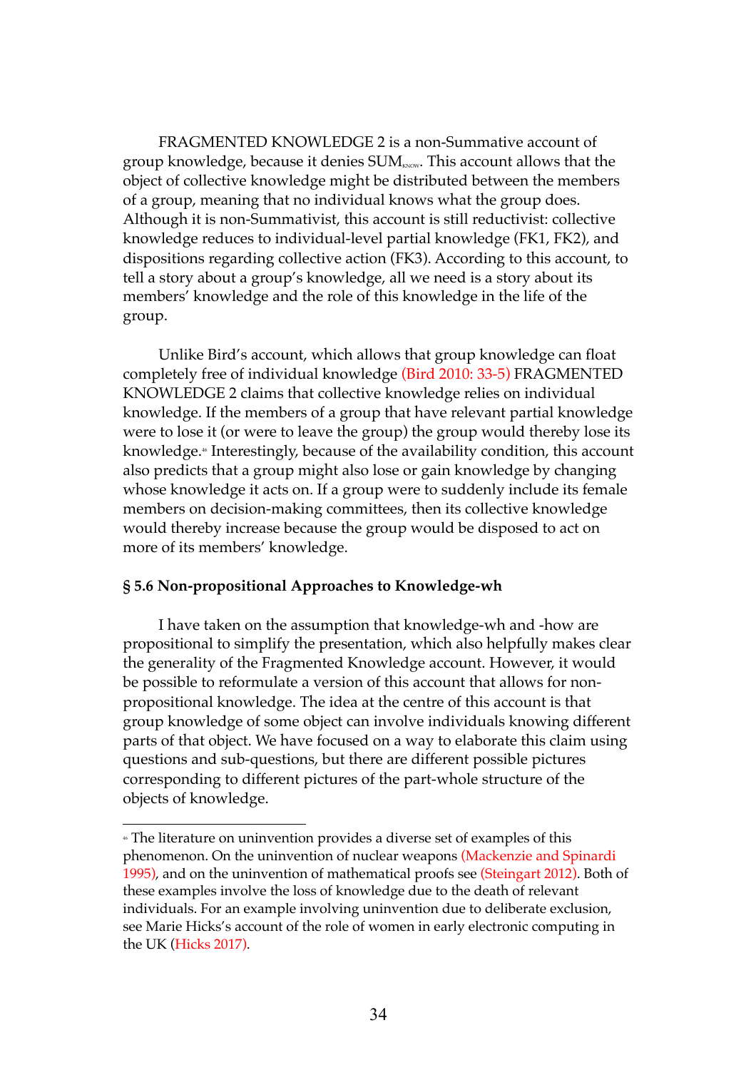FRAGMENTED KNOWLEDGE 2 is a non-Summative account of group knowledge, because it denies $\text{SUM}_{\text{KNOW}}$. This account allows that the object of collective knowledge might be distributed between the members of a group, meaning that no individual knows what the group does. Although it is non-Summativist, this account is still reductivist: collective knowledge reduces to individual-level partial knowledge (FK1, FK2), and dispositions regarding collective action (FK3). According to this account, to tell a story about a group's knowledge, all we need is a story about its members' knowledge and the role of this knowledge in the life of the group.

Unlike Bird's account, which allows that group knowledge can float completely free of individual knowledge (Bird 2010: 33-5) FRAGMENTED KNOWLEDGE 2 claims that collective knowledge relies on individual knowledge. If the members of a group that have relevant partial knowledge were to lose it (or were to leave the group) the group would thereby lose its knowledge.[46] Interestingly, because of the availability condition, this account also predicts that a group might also lose or gain knowledge by changing whose knowledge it acts on. If a group were to suddenly include its female members on decision-making committees, then its collective knowledge would thereby increase because the group would be disposed to act on more of its members' knowledge.

### § 5.6 Non-propositional Approaches to Knowledge-wh

I have taken on the assumption that knowledge-wh and -how are propositional to simplify the presentation, which also helpfully makes clear the generality of the Fragmented Knowledge account. However, it would be possible to reformulate a version of this account that allows for non-propositional knowledge. The idea at the centre of this account is that group knowledge of some object can involve individuals knowing different parts of that object. We have focused on a way to elaborate this claim using questions and sub-questions, but there are different possible pictures corresponding to different pictures of the part-whole structure of the objects of knowledge.

---

[46] The literature on uninvention provides a diverse set of examples of this phenomenon. On the uninvention of nuclear weapons (Mackenzie and Spinardi 1995), and on the uninvention of mathematical proofs see (Steingart 2012). Both of these examples involve the loss of knowledge due to the death of relevant individuals. For an example involving uninvention due to deliberate exclusion, see Marie Hicks's account of the role of women in early electronic computing in the UK (Hicks 2017).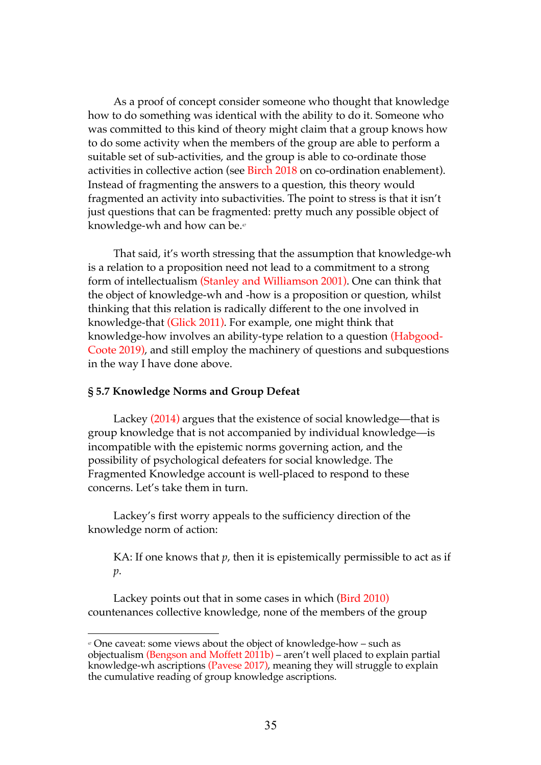As a proof of concept consider someone who thought that knowledge how to do something was identical with the ability to do it. Someone who was committed to this kind of theory might claim that a group knows how to do some activity when the members of the group are able to perform a suitable set of sub-activities, and the group is able to co-ordinate those activities in collective action (see Birch 2018 on co-ordination enablement). Instead of fragmenting the answers to a question, this theory would fragmented an activity into subactivities. The point to stress is that it isn't just questions that can be fragmented: pretty much any possible object of knowledge-wh and how can be.[47]

That said, it's worth stressing that the assumption that knowledge-wh is a relation to a proposition need not lead to a commitment to a strong form of intellectualism (Stanley and Williamson 2001). One can think that the object of knowledge-wh and -how is a proposition or question, whilst thinking that this relation is radically different to the one involved in knowledge-that (Glick 2011). For example, one might think that knowledge-how involves an ability-type relation to a question (Habgood-Coote 2019), and still employ the machinery of questions and subquestions in the way I have done above.

**§ 5.7 Knowledge Norms and Group Defeat**

Lackey (2014) argues that the existence of social knowledge—that is group knowledge that is not accompanied by individual knowledge—is incompatible with the epistemic norms governing action, and the possibility of psychological defeaters for social knowledge. The Fragmented Knowledge account is well-placed to respond to these concerns. Let's take them in turn.

Lackey's first worry appeals to the sufficiency direction of the knowledge norm of action:

> KA: If one knows that *p*, then it is epistemically permissible to act as if *p*.

Lackey points out that in some cases in which (Bird 2010) countenances collective knowledge, none of the members of the group

[47] One caveat: some views about the object of knowledge-how – such as objectualism (Bengson and Moffett 2011b) – aren't well placed to explain partial knowledge-wh ascriptions (Pavese 2017), meaning they will struggle to explain the cumulative reading of group knowledge ascriptions.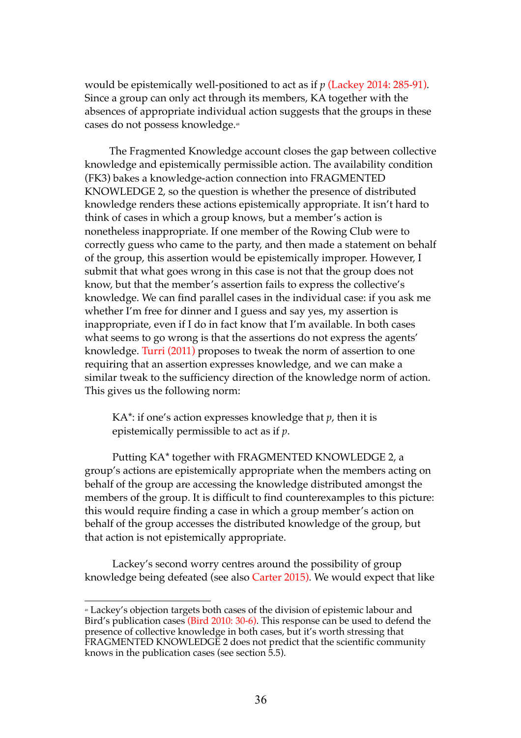would be epistemically well-positioned to act as if *p* (Lackey 2014: 285-91). Since a group can only act through its members, KA together with the absences of appropriate individual action suggests that the groups in these cases do not possess knowledge.[48]

The Fragmented Knowledge account closes the gap between collective knowledge and epistemically permissible action. The availability condition (FK3) bakes a knowledge-action connection into FRAGMENTED KNOWLEDGE 2, so the question is whether the presence of distributed knowledge renders these actions epistemically appropriate. It isn't hard to think of cases in which a group knows, but a member's action is nonetheless inappropriate. If one member of the Rowing Club were to correctly guess who came to the party, and then made a statement on behalf of the group, this assertion would be epistemically improper. However, I submit that what goes wrong in this case is not that the group does not know, but that the member's assertion fails to express the collective's knowledge. We can find parallel cases in the individual case: if you ask me whether I'm free for dinner and I guess and say yes, my assertion is inappropriate, even if I do in fact know that I'm available. In both cases what seems to go wrong is that the assertions do not express the agents' knowledge. Turri (2011) proposes to tweak the norm of assertion to one requiring that an assertion expresses knowledge, and we can make a similar tweak to the sufficiency direction of the knowledge norm of action. This gives us the following norm:

> KA*: if one's action expresses knowledge that *p*, then it is epistemically permissible to act as if *p*.

Putting KA* together with FRAGMENTED KNOWLEDGE 2, a group's actions are epistemically appropriate when the members acting on behalf of the group are accessing the knowledge distributed amongst the members of the group. It is difficult to find counterexamples to this picture: this would require finding a case in which a group member's action on behalf of the group accesses the distributed knowledge of the group, but that action is not epistemically appropriate.

Lackey's second worry centres around the possibility of group knowledge being defeated (see also Carter 2015). We would expect that like

---

[48] Lackey's objection targets both cases of the division of epistemic labour and Bird's publication cases (Bird 2010: 30-6). This response can be used to defend the presence of collective knowledge in both cases, but it's worth stressing that FRAGMENTED KNOWLEDGE 2 does not predict that the scientific community knows in the publication cases (see section 5.5).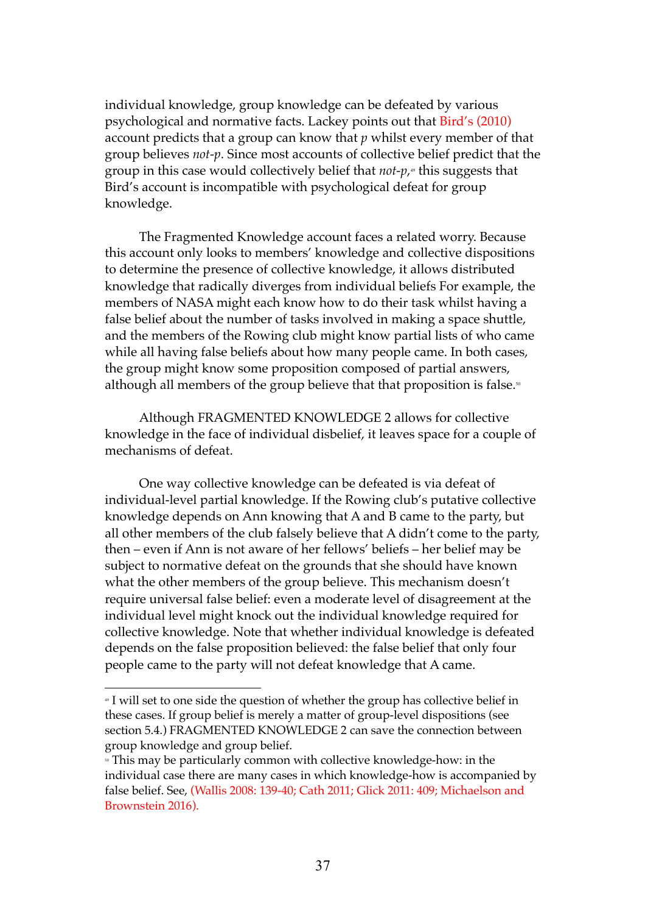individual knowledge, group knowledge can be defeated by various psychological and normative facts. Lackey points out that Bird's (2010) account predicts that a group can know that *p* whilst every member of that group believes *not-p*. Since most accounts of collective belief predict that the group in this case would collectively belief that *not-p*,[49] this suggests that Bird's account is incompatible with psychological defeat for group knowledge.

The Fragmented Knowledge account faces a related worry. Because this account only looks to members' knowledge and collective dispositions to determine the presence of collective knowledge, it allows distributed knowledge that radically diverges from individual beliefs For example, the members of NASA might each know how to do their task whilst having a false belief about the number of tasks involved in making a space shuttle, and the members of the Rowing club might know partial lists of who came while all having false beliefs about how many people came. In both cases, the group might know some proposition composed of partial answers, although all members of the group believe that that proposition is false.[50]

Although FRAGMENTED KNOWLEDGE 2 allows for collective knowledge in the face of individual disbelief, it leaves space for a couple of mechanisms of defeat.

One way collective knowledge can be defeated is via defeat of individual-level partial knowledge. If the Rowing club's putative collective knowledge depends on Ann knowing that A and B came to the party, but all other members of the club falsely believe that A didn't come to the party, then – even if Ann is not aware of her fellows' beliefs – her belief may be subject to normative defeat on the grounds that she should have known what the other members of the group believe. This mechanism doesn't require universal false belief: even a moderate level of disagreement at the individual level might knock out the individual knowledge required for collective knowledge. Note that whether individual knowledge is defeated depends on the false proposition believed: the false belief that only four people came to the party will not defeat knowledge that A came.

---

[49] I will set to one side the question of whether the group has collective belief in these cases. If group belief is merely a matter of group-level dispositions (see section 5.4.) FRAGMENTED KNOWLEDGE 2 can save the connection between group knowledge and group belief.

[50] This may be particularly common with collective knowledge-how: in the individual case there are many cases in which knowledge-how is accompanied by false belief. See, (Wallis 2008: 139-40; Cath 2011; Glick 2011: 409; Michaelson and Brownstein 2016).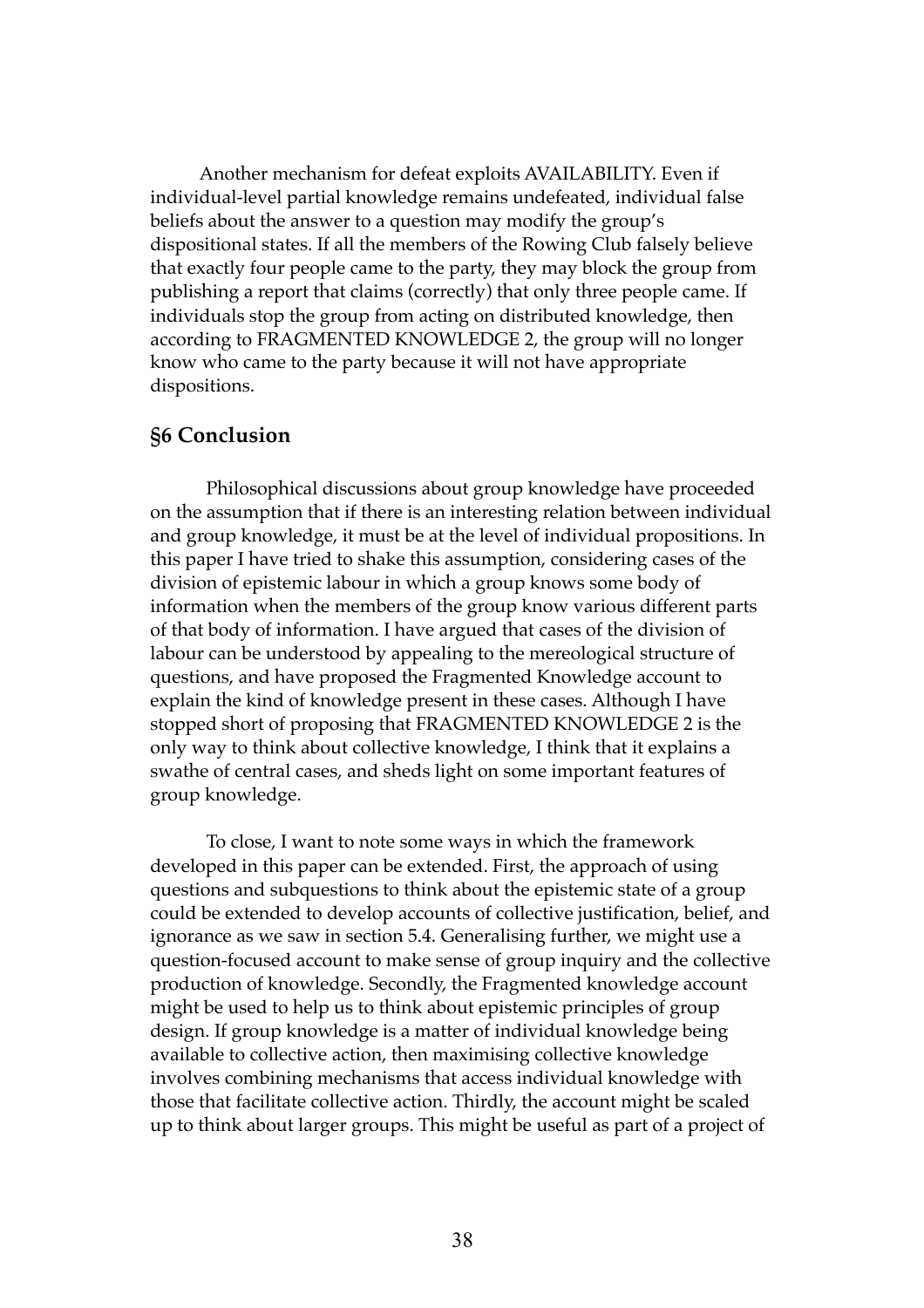Another mechanism for defeat exploits AVAILABILITY. Even if individual-level partial knowledge remains undefeated, individual false beliefs about the answer to a question may modify the group's dispositional states. If all the members of the Rowing Club falsely believe that exactly four people came to the party, they may block the group from publishing a report that claims (correctly) that only three people came. If individuals stop the group from acting on distributed knowledge, then according to FRAGMENTED KNOWLEDGE 2, the group will no longer know who came to the party because it will not have appropriate dispositions.

## §6 Conclusion

Philosophical discussions about group knowledge have proceeded on the assumption that if there is an interesting relation between individual and group knowledge, it must be at the level of individual propositions. In this paper I have tried to shake this assumption, considering cases of the division of epistemic labour in which a group knows some body of information when the members of the group know various different parts of that body of information. I have argued that cases of the division of labour can be understood by appealing to the mereological structure of questions, and have proposed the Fragmented Knowledge account to explain the kind of knowledge present in these cases. Although I have stopped short of proposing that FRAGMENTED KNOWLEDGE 2 is the only way to think about collective knowledge, I think that it explains a swathe of central cases, and sheds light on some important features of group knowledge.

To close, I want to note some ways in which the framework developed in this paper can be extended. First, the approach of using questions and subquestions to think about the epistemic state of a group could be extended to develop accounts of collective justification, belief, and ignorance as we saw in section 5.4. Generalising further, we might use a question-focused account to make sense of group inquiry and the collective production of knowledge. Secondly, the Fragmented knowledge account might be used to help us to think about epistemic principles of group design. If group knowledge is a matter of individual knowledge being available to collective action, then maximising collective knowledge involves combining mechanisms that access individual knowledge with those that facilitate collective action. Thirdly, the account might be scaled up to think about larger groups. This might be useful as part of a project of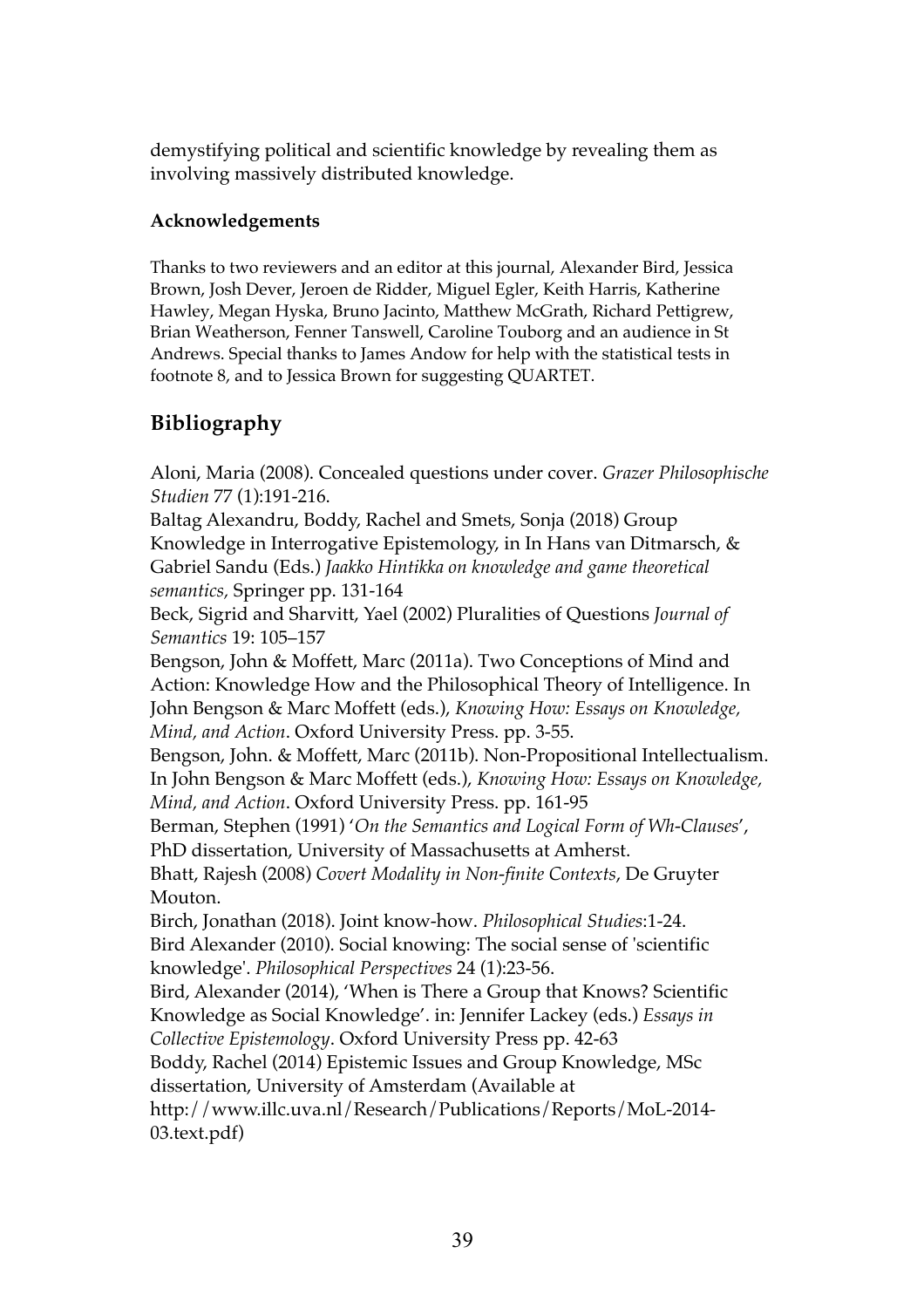demystifying political and scientific knowledge by revealing them as involving massively distributed knowledge.

#### Acknowledgements

Thanks to two reviewers and an editor at this journal, Alexander Bird, Jessica Brown, Josh Dever, Jeroen de Ridder, Miguel Egler, Keith Harris, Katherine Hawley, Megan Hyska, Bruno Jacinto, Matthew McGrath, Richard Pettigrew, Brian Weatherson, Fenner Tanswell, Caroline Touborg and an audience in St Andrews. Special thanks to James Andow for help with the statistical tests in footnote 8, and to Jessica Brown for suggesting QUARTET.

## Bibliography

Aloni, Maria (2008). Concealed questions under cover. *Grazer Philosophische Studien* 77 (1):191-216.

Baltag Alexandru, Boddy, Rachel and Smets, Sonja (2018) Group Knowledge in Interrogative Epistemology, in In Hans van Ditmarsch, & Gabriel Sandu (Eds.) *Jaakko Hintikka on knowledge and game theoretical semantics*, Springer pp. 131-164

Beck, Sigrid and Sharvitt, Yael (2002) Pluralities of Questions *Journal of Semantics* 19: 105–157

Bengson, John & Moffett, Marc (2011a). Two Conceptions of Mind and Action: Knowledge How and the Philosophical Theory of Intelligence. In John Bengson & Marc Moffett (eds.), *Knowing How: Essays on Knowledge, Mind, and Action*. Oxford University Press. pp. 3-55.

Bengson, John. & Moffett, Marc (2011b). Non-Propositional Intellectualism. In John Bengson & Marc Moffett (eds.), *Knowing How: Essays on Knowledge, Mind, and Action*. Oxford University Press. pp. 161-95

Berman, Stephen (1991) '*On the Semantics and Logical Form of Wh-Clauses*', PhD dissertation, University of Massachusetts at Amherst.

Bhatt, Rajesh (2008) *Covert Modality in Non-finite Contexts*, De Gruyter Mouton.

Birch, Jonathan (2018). Joint know-how. *Philosophical Studies*:1-24.

Bird Alexander (2010). Social knowing: The social sense of 'scientific knowledge'. *Philosophical Perspectives* 24 (1):23-56.

Bird, Alexander (2014), 'When is There a Group that Knows? Scientific Knowledge as Social Knowledge'. in: Jennifer Lackey (eds.) *Essays in Collective Epistemology*. Oxford University Press pp. 42-63

Boddy, Rachel (2014) Epistemic Issues and Group Knowledge, MSc dissertation, University of Amsterdam (Available at http://www.illc.uva.nl/Research/Publications/Reports/MoL-2014-03.text.pdf)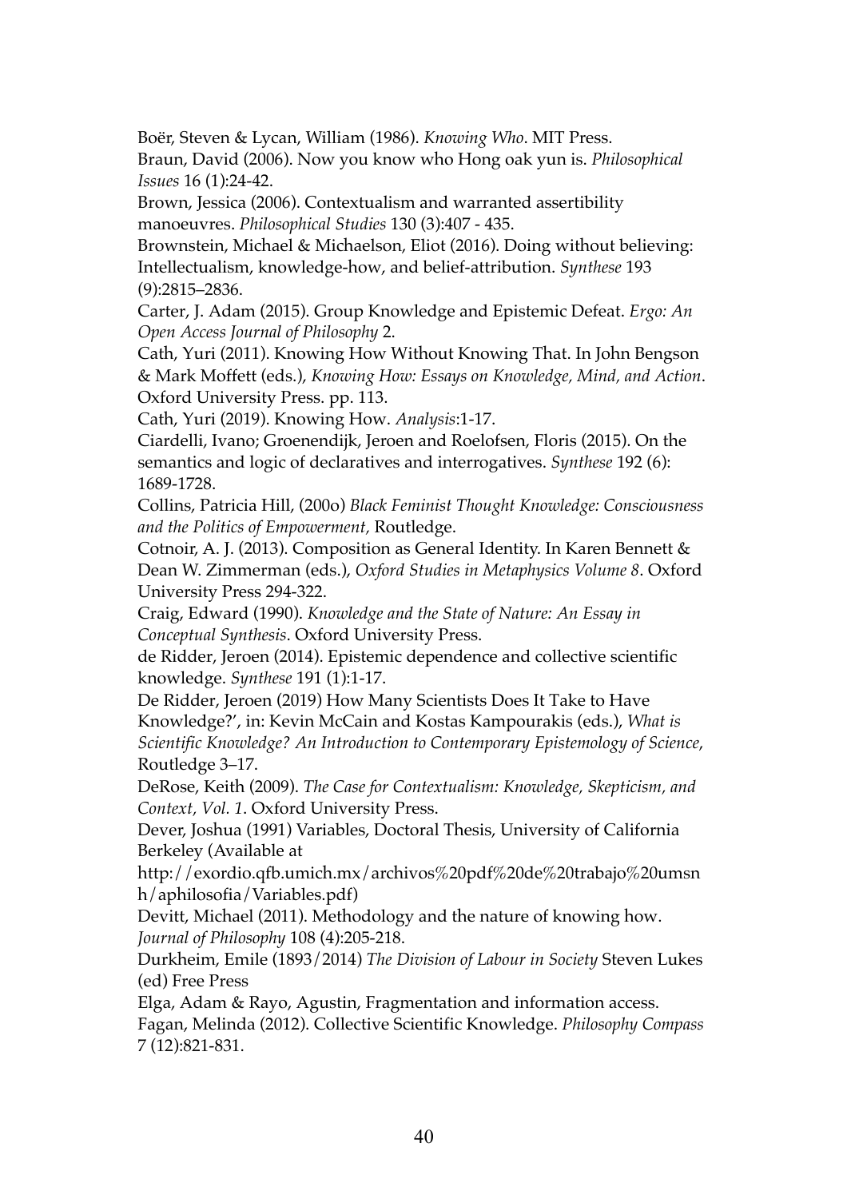Boër, Steven & Lycan, William (1986). *Knowing Who*. MIT Press.

Braun, David (2006). Now you know who Hong oak yun is. *Philosophical Issues* 16 (1):24-42.

Brown, Jessica (2006). Contextualism and warranted assertibility manoeuvres. *Philosophical Studies* 130 (3):407 - 435.

Brownstein, Michael & Michaelson, Eliot (2016). Doing without believing: Intellectualism, knowledge-how, and belief-attribution. *Synthese* 193 (9):2815–2836.

Carter, J. Adam (2015). Group Knowledge and Epistemic Defeat. *Ergo: An Open Access Journal of Philosophy* 2.

Cath, Yuri (2011). Knowing How Without Knowing That. In John Bengson & Mark Moffett (eds.), *Knowing How: Essays on Knowledge, Mind, and Action*. Oxford University Press. pp. 113.

Cath, Yuri (2019). Knowing How. *Analysis*:1-17.

Ciardelli, Ivano; Groenendijk, Jeroen and Roelofsen, Floris (2015). On the semantics and logic of declaratives and interrogatives. *Synthese* 192 (6): 1689-1728.

Collins, Patricia Hill, (200o) *Black Feminist Thought Knowledge: Consciousness and the Politics of Empowerment,* Routledge.

Cotnoir, A. J. (2013). Composition as General Identity. In Karen Bennett & Dean W. Zimmerman (eds.), *Oxford Studies in Metaphysics Volume 8*. Oxford University Press 294-322.

Craig, Edward (1990). *Knowledge and the State of Nature: An Essay in Conceptual Synthesis*. Oxford University Press.

de Ridder, Jeroen (2014). Epistemic dependence and collective scientific knowledge. *Synthese* 191 (1):1-17.

De Ridder, Jeroen (2019) How Many Scientists Does It Take to Have Knowledge?', in: Kevin McCain and Kostas Kampourakis (eds.), *What is Scientific Knowledge? An Introduction to Contemporary Epistemology of Science*, Routledge 3–17.

DeRose, Keith (2009). *The Case for Contextualism: Knowledge, Skepticism, and Context, Vol. 1*. Oxford University Press.

Dever, Joshua (1991) Variables, Doctoral Thesis, University of California Berkeley (Available at http://exordio.qfb.umich.mx/archivos%20pdf%20de%20trabajo%20umsnh/aphilosofia/Variables.pdf)

Devitt, Michael (2011). Methodology and the nature of knowing how. *Journal of Philosophy* 108 (4):205-218.

Durkheim, Emile (1893/2014) *The Division of Labour in Society* Steven Lukes (ed) Free Press

Elga, Adam & Rayo, Agustin, Fragmentation and information access.

Fagan, Melinda (2012). Collective Scientific Knowledge. *Philosophy Compass* 7 (12):821-831.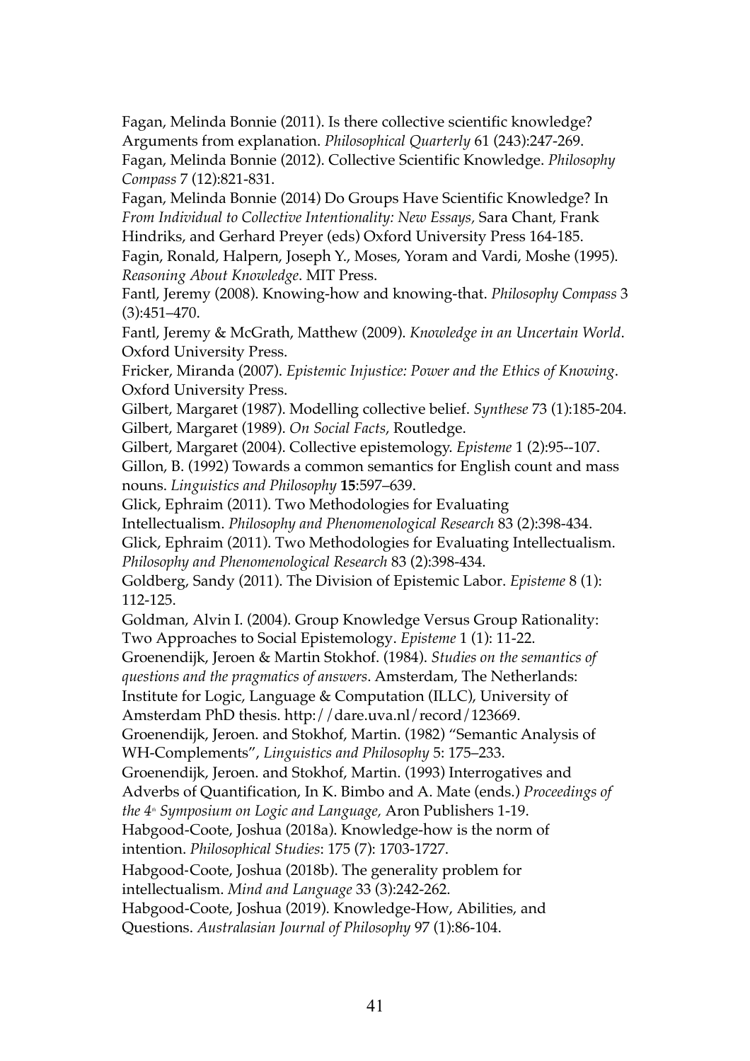Fagan, Melinda Bonnie (2011). Is there collective scientific knowledge? Arguments from explanation. *Philosophical Quarterly* 61 (243):247-269.

Fagan, Melinda Bonnie (2012). Collective Scientific Knowledge. *Philosophy Compass* 7 (12):821-831.

Fagan, Melinda Bonnie (2014) Do Groups Have Scientific Knowledge? In *From Individual to Collective Intentionality: New Essays,* Sara Chant, Frank Hindriks, and Gerhard Preyer (eds) Oxford University Press 164-185.

Fagin, Ronald, Halpern, Joseph Y., Moses, Yoram and Vardi, Moshe (1995). *Reasoning About Knowledge*. MIT Press.

Fantl, Jeremy (2008). Knowing-how and knowing-that. *Philosophy Compass* 3 (3):451–470.

Fantl, Jeremy & McGrath, Matthew (2009). *Knowledge in an Uncertain World*. Oxford University Press.

Fricker, Miranda (2007). *Epistemic Injustice: Power and the Ethics of Knowing*. Oxford University Press.

Gilbert, Margaret (1987). Modelling collective belief. *Synthese* 73 (1):185-204.

Gilbert, Margaret (1989). *On Social Facts*, Routledge.

Gilbert, Margaret (2004). Collective epistemology. *Episteme* 1 (2):95--107.

Gillon, B. (1992) Towards a common semantics for English count and mass nouns. *Linguistics and Philosophy* **15**:597–639.

Glick, Ephraim (2011). Two Methodologies for Evaluating Intellectualism. *Philosophy and Phenomenological Research* 83 (2):398-434.

Glick, Ephraim (2011). Two Methodologies for Evaluating Intellectualism. *Philosophy and Phenomenological Research* 83 (2):398-434.

Goldberg, Sandy (2011). The Division of Epistemic Labor. *Episteme* 8 (1): 112-125.

Goldman, Alvin I. (2004). Group Knowledge Versus Group Rationality: Two Approaches to Social Epistemology. *Episteme* 1 (1): 11-22.

Groenendijk, Jeroen & Martin Stokhof. (1984). *Studies on the semantics of questions and the pragmatics of answers*. Amsterdam, The Netherlands: Institute for Logic, Language & Computation (ILLC), University of Amsterdam PhD thesis. http://dare.uva.nl/record/123669.

Groenendijk, Jeroen. and Stokhof, Martin. (1982) "Semantic Analysis of WH-Complements", *Linguistics and Philosophy* 5: 175–233.

Groenendijk, Jeroen. and Stokhof, Martin. (1993) Interrogatives and Adverbs of Quantification, In K. Bimbo and A. Mate (ends.) *Proceedings of the 4th Symposium on Logic and Language,* Aron Publishers 1-19.

Habgood-Coote, Joshua (2018a). Knowledge-how is the norm of intention. *Philosophical Studies*: 175 (7): 1703-1727.

Habgood-Coote, Joshua (2018b). The generality problem for intellectualism. *Mind and Language* 33 (3):242-262.

Habgood-Coote, Joshua (2019). Knowledge-How, Abilities, and Questions. *Australasian Journal of Philosophy* 97 (1):86-104.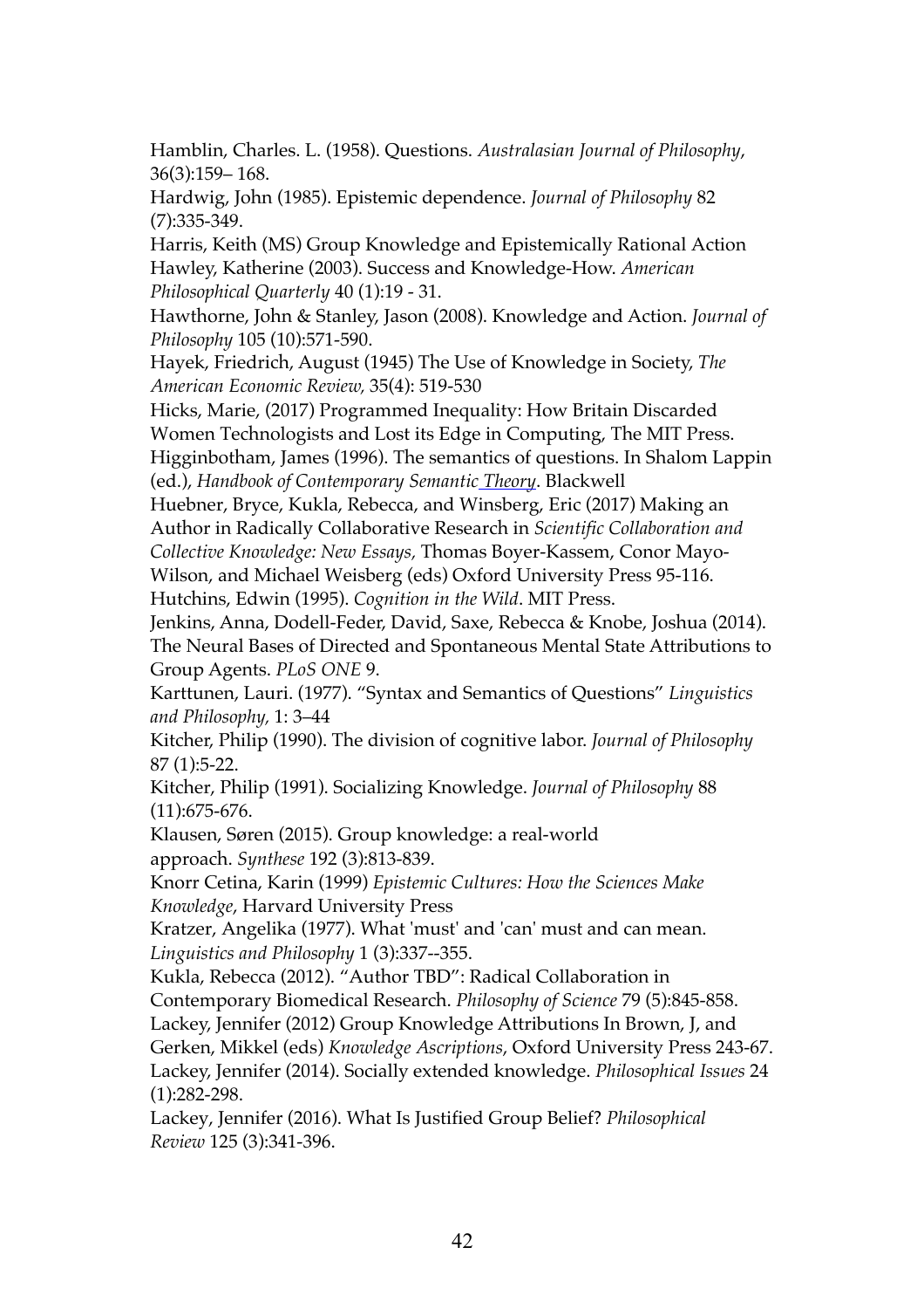Hamblin, Charles. L. (1958). Questions. *Australasian Journal of Philosophy*, 36(3):159– 168.

Hardwig, John (1985). Epistemic dependence. *Journal of Philosophy* 82 (7):335-349.

Harris, Keith (MS) Group Knowledge and Epistemically Rational Action

Hawley, Katherine (2003). Success and Knowledge-How. *American Philosophical Quarterly* 40 (1):19 - 31.

Hawthorne, John & Stanley, Jason (2008). Knowledge and Action. *Journal of Philosophy* 105 (10):571-590.

Hayek, Friedrich, August (1945) The Use of Knowledge in Society, *The American Economic Review,* 35(4): 519-530

Hicks, Marie, (2017) Programmed Inequality: How Britain Discarded Women Technologists and Lost its Edge in Computing, The MIT Press.

Higginbotham, James (1996). The semantics of questions. In Shalom Lappin (ed.), *Handbook of Contemporary Semantic Theory*. Blackwell

Huebner, Bryce, Kukla, Rebecca, and Winsberg, Eric (2017) Making an Author in Radically Collaborative Research in *Scientific Collaboration and Collective Knowledge: New Essays,* Thomas Boyer-Kassem, Conor Mayo-Wilson, and Michael Weisberg (eds) Oxford University Press 95-116.

Hutchins, Edwin (1995). *Cognition in the Wild*. MIT Press.

Jenkins, Anna, Dodell-Feder, David, Saxe, Rebecca & Knobe, Joshua (2014). The Neural Bases of Directed and Spontaneous Mental State Attributions to Group Agents. *PLoS ONE* 9.

Karttunen, Lauri. (1977). "Syntax and Semantics of Questions" *Linguistics and Philosophy,* 1: 3–44

Kitcher, Philip (1990). The division of cognitive labor. *Journal of Philosophy* 87 (1):5-22.

Kitcher, Philip (1991). Socializing Knowledge. *Journal of Philosophy* 88 (11):675-676.

Klausen, Søren (2015). Group knowledge: a real-world approach. *Synthese* 192 (3):813-839.

Knorr Cetina, Karin (1999) *Epistemic Cultures: How the Sciences Make Knowledge*, Harvard University Press

Kratzer, Angelika (1977). What 'must' and 'can' must and can mean. *Linguistics and Philosophy* 1 (3):337--355.

Kukla, Rebecca (2012). "Author TBD": Radical Collaboration in Contemporary Biomedical Research. *Philosophy of Science* 79 (5):845-858.

Lackey, Jennifer (2012) Group Knowledge Attributions In Brown, J, and Gerken, Mikkel (eds) *Knowledge Ascriptions*, Oxford University Press 243-67.

Lackey, Jennifer (2014). Socially extended knowledge. *Philosophical Issues* 24 (1):282-298.

Lackey, Jennifer (2016). What Is Justified Group Belief? *Philosophical Review* 125 (3):341-396.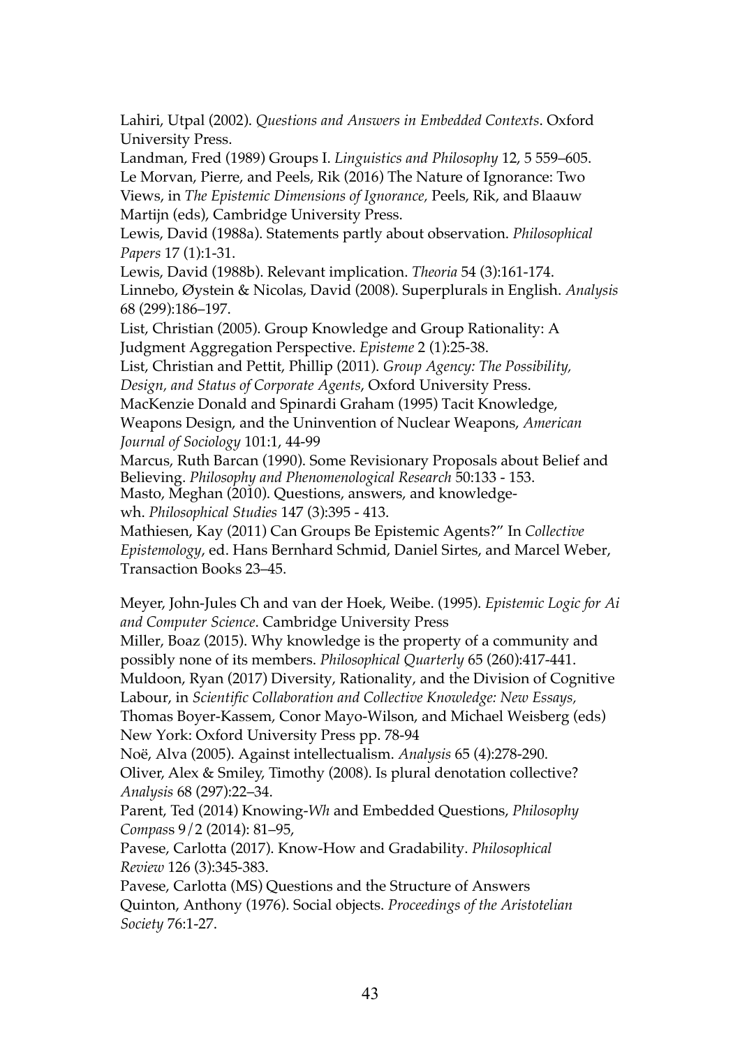Lahiri, Utpal (2002). *Questions and Answers in Embedded Contexts*. Oxford University Press.

Landman, Fred (1989) Groups I. *Linguistics and Philosophy* 12, 5 559–605.

Le Morvan, Pierre, and Peels, Rik (2016) The Nature of Ignorance: Two Views, in *The Epistemic Dimensions of Ignorance,* Peels, Rik, and Blaauw Martijn (eds), Cambridge University Press.

Lewis, David (1988a). Statements partly about observation. *Philosophical Papers* 17 (1):1-31.

Lewis, David (1988b). Relevant implication. *Theoria* 54 (3):161-174.

Linnebo, Øystein & Nicolas, David (2008). Superplurals in English. *Analysis* 68 (299):186–197.

List, Christian (2005). Group Knowledge and Group Rationality: A Judgment Aggregation Perspective. *Episteme* 2 (1):25-38.

List, Christian and Pettit, Phillip (2011). *Group Agency: The Possibility, Design, and Status of Corporate Agents*, Oxford University Press.

MacKenzie Donald and Spinardi Graham (1995) Tacit Knowledge, Weapons Design, and the Uninvention of Nuclear Weapons, *American Journal of Sociology* 101:1, 44-99

Marcus, Ruth Barcan (1990). Some Revisionary Proposals about Belief and Believing. *Philosophy and Phenomenological Research* 50:133 - 153.

Masto, Meghan (2010). Questions, answers, and knowledge-wh. *Philosophical Studies* 147 (3):395 - 413.

Mathiesen, Kay (2011) Can Groups Be Epistemic Agents?" In *Collective Epistemology*, ed. Hans Bernhard Schmid, Daniel Sirtes, and Marcel Weber, Transaction Books 23–45.

Meyer, John-Jules Ch and van der Hoek, Weibe. (1995). *Epistemic Logic for Ai and Computer Science*. Cambridge University Press

Miller, Boaz (2015). Why knowledge is the property of a community and possibly none of its members. *Philosophical Quarterly* 65 (260):417-441.

Muldoon, Ryan (2017) Diversity, Rationality, and the Division of Cognitive Labour, in *Scientific Collaboration and Collective Knowledge: New Essays*, Thomas Boyer-Kassem, Conor Mayo-Wilson, and Michael Weisberg (eds) New York: Oxford University Press pp. 78-94

Noë, Alva (2005). Against intellectualism. *Analysis* 65 (4):278-290.

Oliver, Alex & Smiley, Timothy (2008). Is plural denotation collective? *Analysis* 68 (297):22–34.

Parent, Ted (2014) Knowing-*Wh* and Embedded Questions, *Philosophy Compass* 9/2 (2014): 81–95,

Pavese, Carlotta (2017). Know-How and Gradability. *Philosophical Review* 126 (3):345-383.

Pavese, Carlotta (MS) Questions and the Structure of Answers

Quinton, Anthony (1976). Social objects. *Proceedings of the Aristotelian Society* 76:1-27.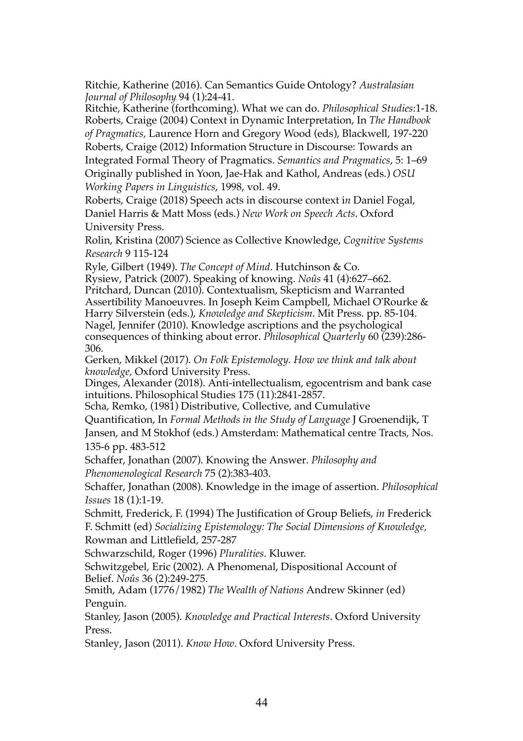Ritchie, Katherine (2016). Can Semantics Guide Ontology? *Australasian Journal of Philosophy* 94 (1):24-41.

Ritchie, Katherine (forthcoming). What we can do. *Philosophical Studies*:1-18.

Roberts, Craige (2004) Context in Dynamic Interpretation, In *The Handbook of Pragmatics,* Laurence Horn and Gregory Wood (eds), Blackwell, 197-220

Roberts, Craige (2012) Information Structure in Discourse: Towards an Integrated Formal Theory of Pragmatics. *Semantics and Pragmatics*, 5: 1–69 Originally published in Yoon, Jae-Hak and Kathol, Andreas (eds.) *OSU Working Papers in Linguistics*, 1998, vol. 49.

Roberts, Craige (2018) Speech acts in discourse context i*n* Daniel Fogal, Daniel Harris & Matt Moss (eds.) *New Work on Speech Acts*. Oxford University Press.

Rolin, Kristina (2007) Science as Collective Knowledge, *Cognitive Systems Research* 9 115-124

Ryle, Gilbert (1949). *The Concept of Mind*. Hutchinson & Co.

Rysiew, Patrick (2007). Speaking of knowing. *Noûs* 41 (4):627–662.

Pritchard, Duncan (2010). Contextualism, Skepticism and Warranted Assertibility Manoeuvres. In Joseph Keim Campbell, Michael O'Rourke & Harry Silverstein (eds.), *Knowledge and Skepticism*. Mit Press. pp. 85-104.

Nagel, Jennifer (2010). Knowledge ascriptions and the psychological consequences of thinking about error. *Philosophical Quarterly* 60 (239):286-306.

Gerken, Mikkel (2017). *On Folk Epistemology. How we think and talk about knowledge*, Oxford University Press.

Dinges, Alexander (2018). Anti-intellectualism, egocentrism and bank case intuitions. Philosophical Studies 175 (11):2841-2857.

Scha, Remko, (1981) Distributive, Collective, and Cumulative Quantification, In *Formal Methods in the Study of Language* J Groenendijk, T Jansen, and M Stokhof (eds.) Amsterdam: Mathematical centre Tracts, Nos. 135-6 pp. 483-512

Schaffer, Jonathan (2007). Knowing the Answer. *Philosophy and Phenomenological Research* 75 (2):383-403.

Schaffer, Jonathan (2008). Knowledge in the image of assertion. *Philosophical Issues* 18 (1):1-19.

Schmitt, Frederick, F. (1994) The Justification of Group Beliefs, *in* Frederick F. Schmitt (ed) *Socializing Epistemology: The Social Dimensions of Knowledge,* Rowman and Littlefield, 257-287

Schwarzschild, Roger (1996) *Pluralities*. Kluwer.

Schwitzgebel, Eric (2002). A Phenomenal, Dispositional Account of Belief. *Noûs* 36 (2):249-275.

Smith, Adam (1776/1982) *The Wealth of Nations* Andrew Skinner (ed) Penguin.

Stanley, Jason (2005). *Knowledge and Practical Interests*. Oxford University Press.

Stanley, Jason (2011). *Know How*. Oxford University Press.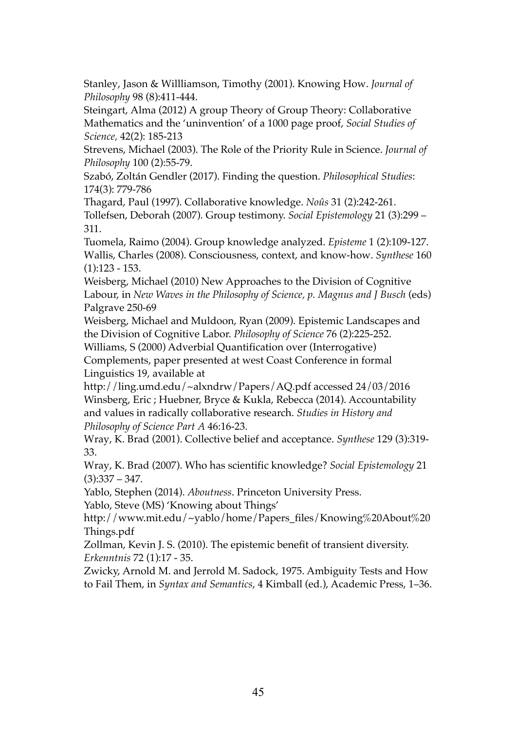Stanley, Jason & Willliamson, Timothy (2001). Knowing How. *Journal of Philosophy* 98 (8):411-444.

Steingart, Alma (2012) A group Theory of Group Theory: Collaborative Mathematics and the 'uninvention' of a 1000 page proof, *Social Studies of Science,* 42(2): 185-213

Strevens, Michael (2003). The Role of the Priority Rule in Science. *Journal of Philosophy* 100 (2):55-79.

Szabó, Zoltán Gendler (2017). Finding the question. *Philosophical Studies*: 174(3): 779-786

Thagard, Paul (1997). Collaborative knowledge. *Noûs* 31 (2):242-261.

Tollefsen, Deborah (2007). Group testimony. *Social Epistemology* 21 (3):299 – 311.

Tuomela, Raimo (2004). Group knowledge analyzed. *Episteme* 1 (2):109-127.

Wallis, Charles (2008). Consciousness, context, and know-how. *Synthese* 160 (1):123 - 153.

Weisberg, Michael (2010) New Approaches to the Division of Cognitive Labour, in *New Waves in the Philosophy of Science, p. Magnus and J Busch* (eds) Palgrave 250-69

Weisberg, Michael and Muldoon, Ryan (2009). Epistemic Landscapes and the Division of Cognitive Labor. *Philosophy of Science* 76 (2):225-252.

Williams, S (2000) Adverbial Quantification over (Interrogative) Complements, paper presented at west Coast Conference in formal Linguistics 19, available at http://ling.umd.edu/~alxndrw/Papers/AQ.pdf accessed 24/03/2016

Winsberg, Eric ; Huebner, Bryce & Kukla, Rebecca (2014). Accountability and values in radically collaborative research. *Studies in History and Philosophy of Science Part A* 46:16-23.

Wray, K. Brad (2001). Collective belief and acceptance. *Synthese* 129 (3):319-33.

Wray, K. Brad (2007). Who has scientific knowledge? *Social Epistemology* 21 (3):337 – 347.

Yablo, Stephen (2014). *Aboutness*. Princeton University Press.

Yablo, Steve (MS) 'Knowing about Things' http://www.mit.edu/~yablo/home/Papers_files/Knowing%20About%20Things.pdf

Zollman, Kevin J. S. (2010). The epistemic benefit of transient diversity. *Erkenntnis* 72 (1):17 - 35.

Zwicky, Arnold M. and Jerrold M. Sadock, 1975. Ambiguity Tests and How to Fail Them, in *Syntax and Semantics*, 4 Kimball (ed.), Academic Press, 1–36.